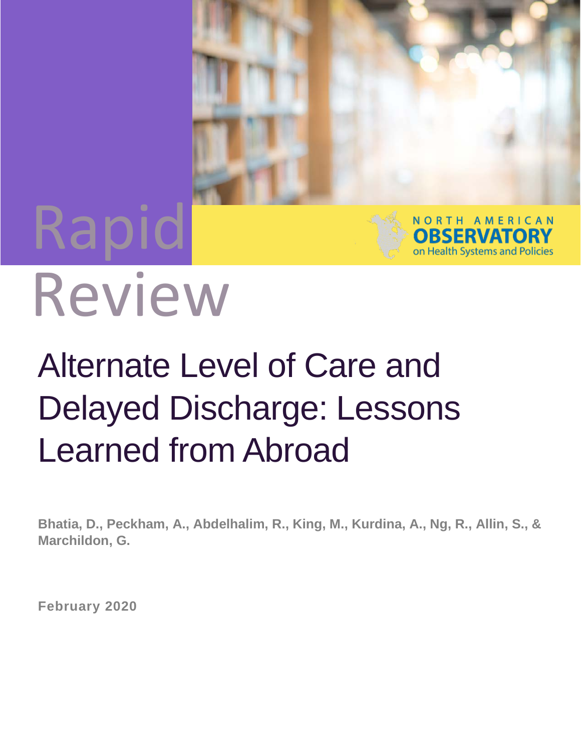Rapid Review

NORTH AMERICAN OBSERVATORY on Health Systems and Policies

# Alternate Level of Care and Delayed Discharge: Lessons Learned from Abroad

**Bhatia, D., Peckham, A., Abdelhalim, R., King, M., Kurdina, A., Ng, R., Allin, S., & Marchildon, G.**

**February 2020**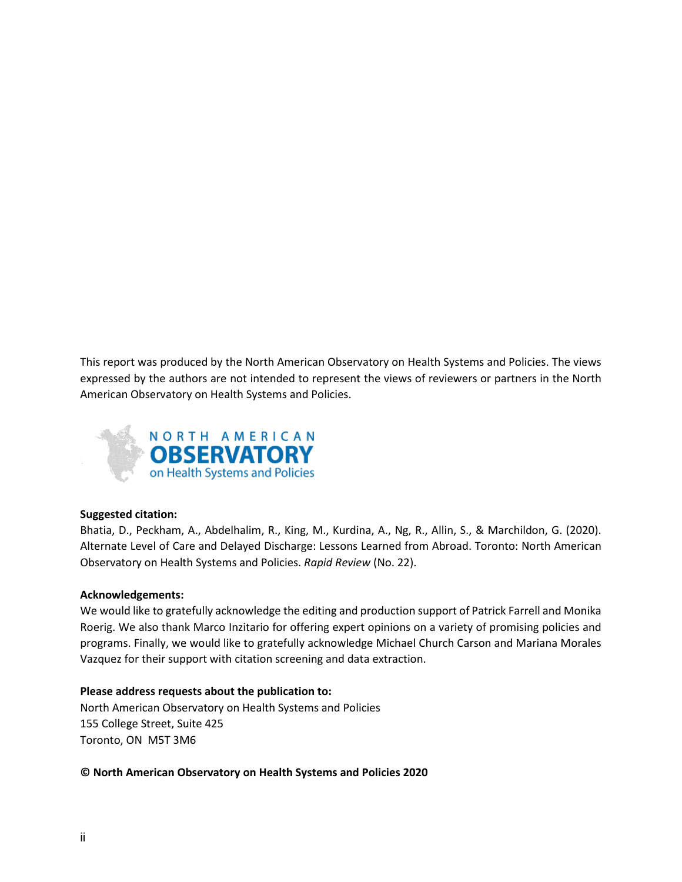This report was produced by the North American Observatory on Health Systems and Policies. The views expressed by the authors are not intended to represent the views of reviewers or partners in the North American Observatory on Health Systems and Policies.

NORTH AMERICAN OBSERVATORY on Health Systems and Policies

**Suggested citation:**
Bhatia, D., Peckham, A., Abdelhalim, R., King, M., Kurdina, A., Ng, R., Allin, S., & Marchildon, G. (2020). Alternate Level of Care and Delayed Discharge: Lessons Learned from Abroad. Toronto: North American Observatory on Health Systems and Policies. *Rapid Review* (No. 22).

**Acknowledgements:**
We would like to gratefully acknowledge the editing and production support of Patrick Farrell and Monika Roerig. We also thank Marco Inzitario for offering expert opinions on a variety of promising policies and programs. Finally, we would like to gratefully acknowledge Michael Church Carson and Mariana Morales Vazquez for their support with citation screening and data extraction.

**Please address requests about the publication to:**
North American Observatory on Health Systems and Policies
155 College Street, Suite 425
Toronto, ON M5T 3M6

**© North American Observatory on Health Systems and Policies 2020**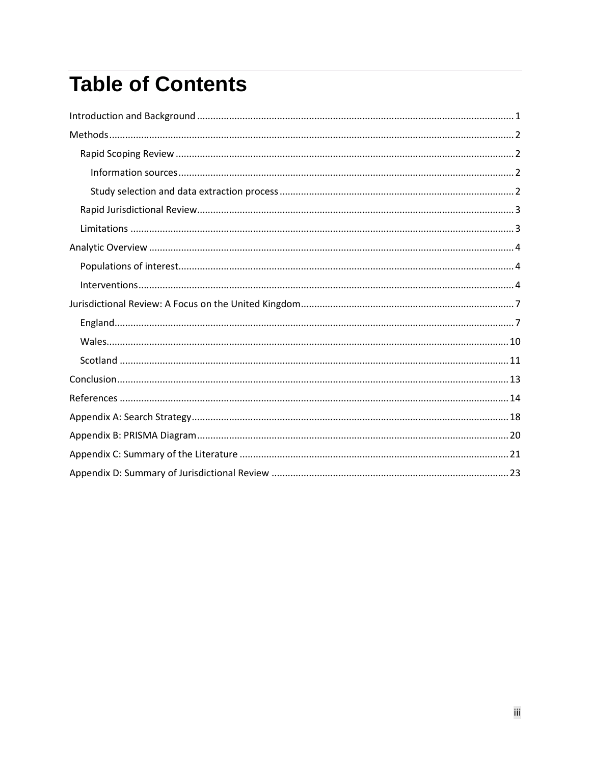# Table of Contents

- Introduction and Background ... 1
- Methods ... 2
  - Rapid Scoping Review ... 2
    - Information sources ... 2
    - Study selection and data extraction process ... 2
  - Rapid Jurisdictional Review ... 3
  - Limitations ... 3
- Analytic Overview ... 4
  - Populations of interest ... 4
  - Interventions ... 4
- Jurisdictional Review: A Focus on the United Kingdom ... 7
  - England ... 7
  - Wales ... 10
  - Scotland ... 11
- Conclusion ... 13
- References ... 14
- Appendix A: Search Strategy ... 18
- Appendix B: PRISMA Diagram ... 20
- Appendix C: Summary of the Literature ... 21
- Appendix D: Summary of Jurisdictional Review ... 23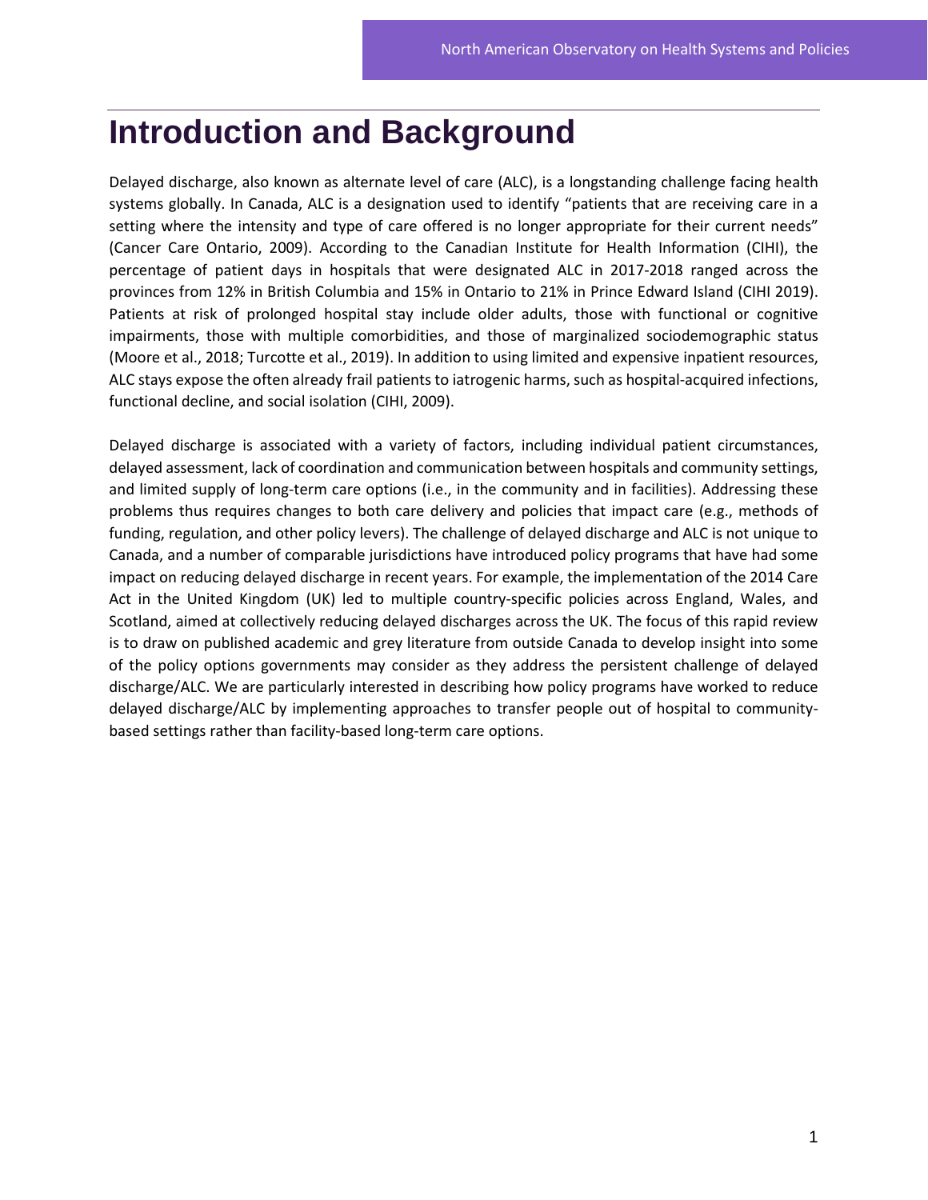# Introduction and Background

Delayed discharge, also known as alternate level of care (ALC), is a longstanding challenge facing health systems globally. In Canada, ALC is a designation used to identify "patients that are receiving care in a setting where the intensity and type of care offered is no longer appropriate for their current needs" (Cancer Care Ontario, 2009). According to the Canadian Institute for Health Information (CIHI), the percentage of patient days in hospitals that were designated ALC in 2017-2018 ranged across the provinces from 12% in British Columbia and 15% in Ontario to 21% in Prince Edward Island (CIHI 2019). Patients at risk of prolonged hospital stay include older adults, those with functional or cognitive impairments, those with multiple comorbidities, and those of marginalized sociodemographic status (Moore et al., 2018; Turcotte et al., 2019). In addition to using limited and expensive inpatient resources, ALC stays expose the often already frail patients to iatrogenic harms, such as hospital-acquired infections, functional decline, and social isolation (CIHI, 2009).

Delayed discharge is associated with a variety of factors, including individual patient circumstances, delayed assessment, lack of coordination and communication between hospitals and community settings, and limited supply of long-term care options (i.e., in the community and in facilities). Addressing these problems thus requires changes to both care delivery and policies that impact care (e.g., methods of funding, regulation, and other policy levers). The challenge of delayed discharge and ALC is not unique to Canada, and a number of comparable jurisdictions have introduced policy programs that have had some impact on reducing delayed discharge in recent years. For example, the implementation of the 2014 Care Act in the United Kingdom (UK) led to multiple country-specific policies across England, Wales, and Scotland, aimed at collectively reducing delayed discharges across the UK. The focus of this rapid review is to draw on published academic and grey literature from outside Canada to develop insight into some of the policy options governments may consider as they address the persistent challenge of delayed discharge/ALC. We are particularly interested in describing how policy programs have worked to reduce delayed discharge/ALC by implementing approaches to transfer people out of hospital to community-based settings rather than facility-based long-term care options.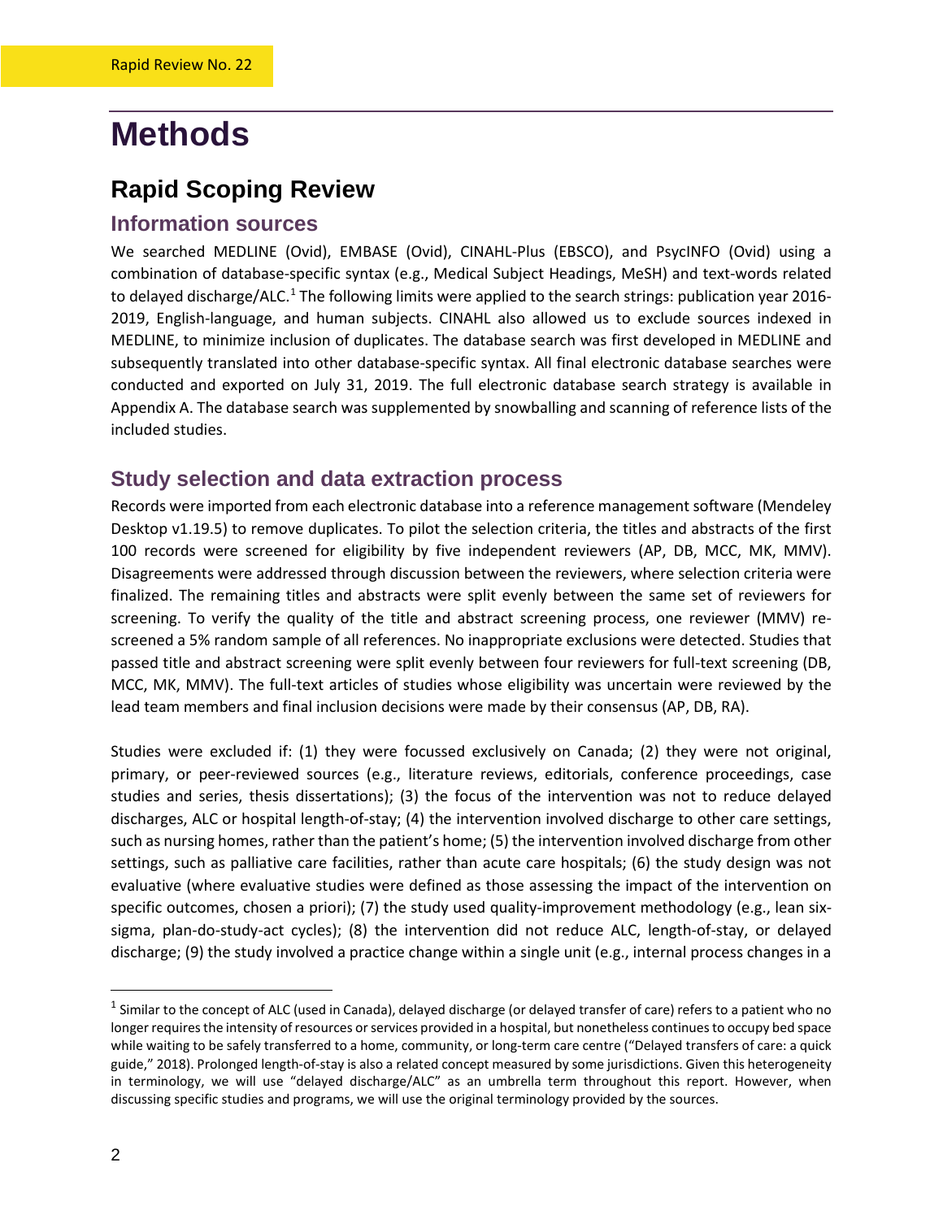# Methods

## Rapid Scoping Review

### Information sources

We searched MEDLINE (Ovid), EMBASE (Ovid), CINAHL-Plus (EBSCO), and PsycINFO (Ovid) using a combination of database-specific syntax (e.g., Medical Subject Headings, MeSH) and text-words related to delayed discharge/ALC.[1] The following limits were applied to the search strings: publication year 2016-2019, English-language, and human subjects. CINAHL also allowed us to exclude sources indexed in MEDLINE, to minimize inclusion of duplicates. The database search was first developed in MEDLINE and subsequently translated into other database-specific syntax. All final electronic database searches were conducted and exported on July 31, 2019. The full electronic database search strategy is available in Appendix A. The database search was supplemented by snowballing and scanning of reference lists of the included studies.

### Study selection and data extraction process

Records were imported from each electronic database into a reference management software (Mendeley Desktop v1.19.5) to remove duplicates. To pilot the selection criteria, the titles and abstracts of the first 100 records were screened for eligibility by five independent reviewers (AP, DB, MCC, MK, MMV). Disagreements were addressed through discussion between the reviewers, where selection criteria were finalized. The remaining titles and abstracts were split evenly between the same set of reviewers for screening. To verify the quality of the title and abstract screening process, one reviewer (MMV) re-screened a 5% random sample of all references. No inappropriate exclusions were detected. Studies that passed title and abstract screening were split evenly between four reviewers for full-text screening (DB, MCC, MK, MMV). The full-text articles of studies whose eligibility was uncertain were reviewed by the lead team members and final inclusion decisions were made by their consensus (AP, DB, RA).

Studies were excluded if: (1) they were focussed exclusively on Canada; (2) they were not original, primary, or peer-reviewed sources (e.g., literature reviews, editorials, conference proceedings, case studies and series, thesis dissertations); (3) the focus of the intervention was not to reduce delayed discharges, ALC or hospital length-of-stay; (4) the intervention involved discharge to other care settings, such as nursing homes, rather than the patient's home; (5) the intervention involved discharge from other settings, such as palliative care facilities, rather than acute care hospitals; (6) the study design was not evaluative (where evaluative studies were defined as those assessing the impact of the intervention on specific outcomes, chosen a priori); (7) the study used quality-improvement methodology (e.g., lean six-sigma, plan-do-study-act cycles); (8) the intervention did not reduce ALC, length-of-stay, or delayed discharge; (9) the study involved a practice change within a single unit (e.g., internal process changes in a

---

[1] Similar to the concept of ALC (used in Canada), delayed discharge (or delayed transfer of care) refers to a patient who no longer requires the intensity of resources or services provided in a hospital, but nonetheless continues to occupy bed space while waiting to be safely transferred to a home, community, or long-term care centre ("Delayed transfers of care: a quick guide," 2018). Prolonged length-of-stay is also a related concept measured by some jurisdictions. Given this heterogeneity in terminology, we will use "delayed discharge/ALC" as an umbrella term throughout this report. However, when discussing specific studies and programs, we will use the original terminology provided by the sources.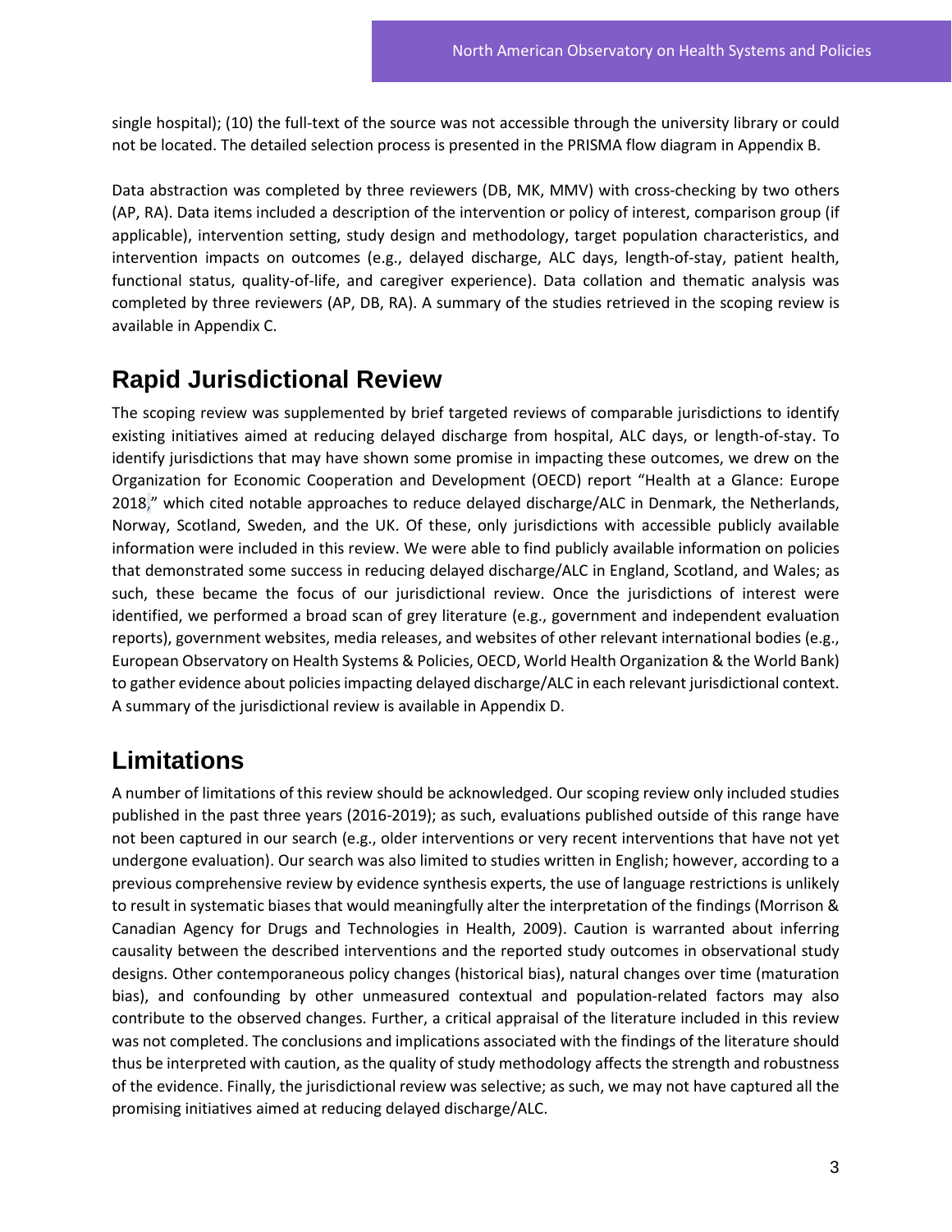single hospital); (10) the full-text of the source was not accessible through the university library or could not be located. The detailed selection process is presented in the PRISMA flow diagram in Appendix B.

Data abstraction was completed by three reviewers (DB, MK, MMV) with cross-checking by two others (AP, RA). Data items included a description of the intervention or policy of interest, comparison group (if applicable), intervention setting, study design and methodology, target population characteristics, and intervention impacts on outcomes (e.g., delayed discharge, ALC days, length-of-stay, patient health, functional status, quality-of-life, and caregiver experience). Data collation and thematic analysis was completed by three reviewers (AP, DB, RA). A summary of the studies retrieved in the scoping review is available in Appendix C.

## Rapid Jurisdictional Review

The scoping review was supplemented by brief targeted reviews of comparable jurisdictions to identify existing initiatives aimed at reducing delayed discharge from hospital, ALC days, or length-of-stay. To identify jurisdictions that may have shown some promise in impacting these outcomes, we drew on the Organization for Economic Cooperation and Development (OECD) report "Health at a Glance: Europe 2018," which cited notable approaches to reduce delayed discharge/ALC in Denmark, the Netherlands, Norway, Scotland, Sweden, and the UK. Of these, only jurisdictions with accessible publicly available information were included in this review. We were able to find publicly available information on policies that demonstrated some success in reducing delayed discharge/ALC in England, Scotland, and Wales; as such, these became the focus of our jurisdictional review. Once the jurisdictions of interest were identified, we performed a broad scan of grey literature (e.g., government and independent evaluation reports), government websites, media releases, and websites of other relevant international bodies (e.g., European Observatory on Health Systems & Policies, OECD, World Health Organization & the World Bank) to gather evidence about policies impacting delayed discharge/ALC in each relevant jurisdictional context. A summary of the jurisdictional review is available in Appendix D.

## Limitations

A number of limitations of this review should be acknowledged. Our scoping review only included studies published in the past three years (2016-2019); as such, evaluations published outside of this range have not been captured in our search (e.g., older interventions or very recent interventions that have not yet undergone evaluation). Our search was also limited to studies written in English; however, according to a previous comprehensive review by evidence synthesis experts, the use of language restrictions is unlikely to result in systematic biases that would meaningfully alter the interpretation of the findings (Morrison & Canadian Agency for Drugs and Technologies in Health, 2009). Caution is warranted about inferring causality between the described interventions and the reported study outcomes in observational study designs. Other contemporaneous policy changes (historical bias), natural changes over time (maturation bias), and confounding by other unmeasured contextual and population-related factors may also contribute to the observed changes. Further, a critical appraisal of the literature included in this review was not completed. The conclusions and implications associated with the findings of the literature should thus be interpreted with caution, as the quality of study methodology affects the strength and robustness of the evidence. Finally, the jurisdictional review was selective; as such, we may not have captured all the promising initiatives aimed at reducing delayed discharge/ALC.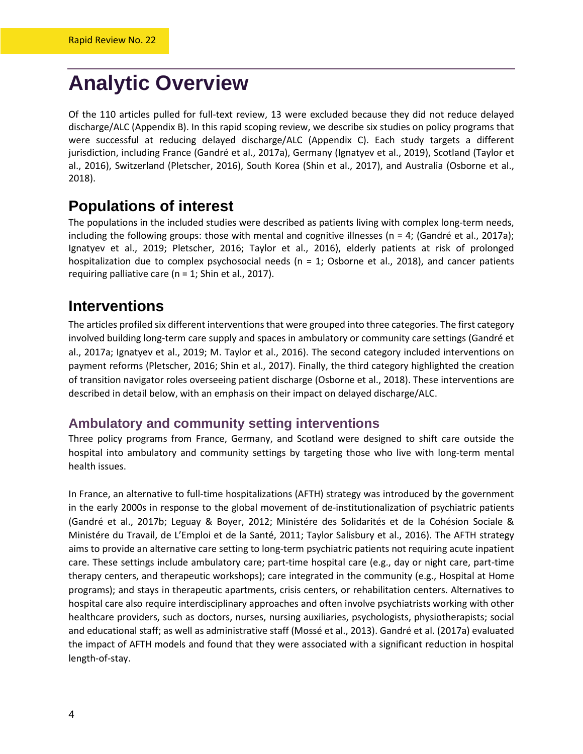# Analytic Overview

Of the 110 articles pulled for full-text review, 13 were excluded because they did not reduce delayed discharge/ALC (Appendix B). In this rapid scoping review, we describe six studies on policy programs that were successful at reducing delayed discharge/ALC (Appendix C). Each study targets a different jurisdiction, including France (Gandré et al., 2017a), Germany (Ignatyev et al., 2019), Scotland (Taylor et al., 2016), Switzerland (Pletscher, 2016), South Korea (Shin et al., 2017), and Australia (Osborne et al., 2018).

## Populations of interest

The populations in the included studies were described as patients living with complex long-term needs, including the following groups: those with mental and cognitive illnesses (n = 4; (Gandré et al., 2017a); Ignatyev et al., 2019; Pletscher, 2016; Taylor et al., 2016), elderly patients at risk of prolonged hospitalization due to complex psychosocial needs (n = 1; Osborne et al., 2018), and cancer patients requiring palliative care (n = 1; Shin et al., 2017).

## Interventions

The articles profiled six different interventions that were grouped into three categories. The first category involved building long-term care supply and spaces in ambulatory or community care settings (Gandré et al., 2017a; Ignatyev et al., 2019; M. Taylor et al., 2016). The second category included interventions on payment reforms (Pletscher, 2016; Shin et al., 2017). Finally, the third category highlighted the creation of transition navigator roles overseeing patient discharge (Osborne et al., 2018). These interventions are described in detail below, with an emphasis on their impact on delayed discharge/ALC.

### Ambulatory and community setting interventions

Three policy programs from France, Germany, and Scotland were designed to shift care outside the hospital into ambulatory and community settings by targeting those who live with long-term mental health issues.

In France, an alternative to full-time hospitalizations (AFTH) strategy was introduced by the government in the early 2000s in response to the global movement of de-institutionalization of psychiatric patients (Gandré et al., 2017b; Leguay & Boyer, 2012; Ministére des Solidarités et de la Cohésion Sociale & Ministére du Travail, de L'Emploi et de la Santé, 2011; Taylor Salisbury et al., 2016). The AFTH strategy aims to provide an alternative care setting to long-term psychiatric patients not requiring acute inpatient care. These settings include ambulatory care; part-time hospital care (e.g., day or night care, part-time therapy centers, and therapeutic workshops); care integrated in the community (e.g., Hospital at Home programs); and stays in therapeutic apartments, crisis centers, or rehabilitation centers. Alternatives to hospital care also require interdisciplinary approaches and often involve psychiatrists working with other healthcare providers, such as doctors, nurses, nursing auxiliaries, psychologists, physiotherapists; social and educational staff; as well as administrative staff (Mossé et al., 2013). Gandré et al. (2017a) evaluated the impact of AFTH models and found that they were associated with a significant reduction in hospital length-of-stay.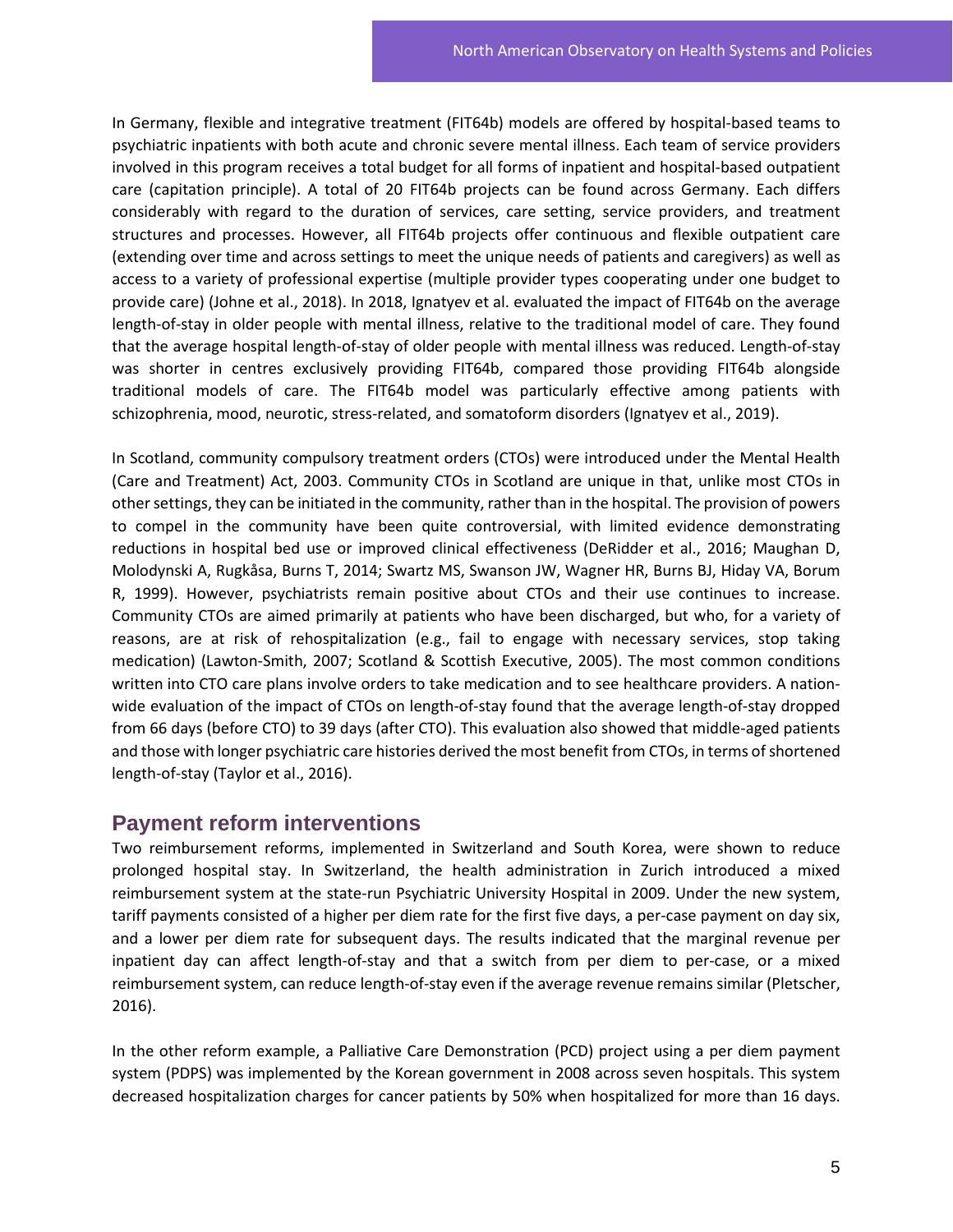In Germany, flexible and integrative treatment (FIT64b) models are offered by hospital-based teams to psychiatric inpatients with both acute and chronic severe mental illness. Each team of service providers involved in this program receives a total budget for all forms of inpatient and hospital-based outpatient care (capitation principle). A total of 20 FIT64b projects can be found across Germany. Each differs considerably with regard to the duration of services, care setting, service providers, and treatment structures and processes. However, all FIT64b projects offer continuous and flexible outpatient care (extending over time and across settings to meet the unique needs of patients and caregivers) as well as access to a variety of professional expertise (multiple provider types cooperating under one budget to provide care) (Johne et al., 2018). In 2018, Ignatyev et al. evaluated the impact of FIT64b on the average length-of-stay in older people with mental illness, relative to the traditional model of care. They found that the average hospital length-of-stay of older people with mental illness was reduced. Length-of-stay was shorter in centres exclusively providing FIT64b, compared those providing FIT64b alongside traditional models of care. The FIT64b model was particularly effective among patients with schizophrenia, mood, neurotic, stress-related, and somatoform disorders (Ignatyev et al., 2019).

In Scotland, community compulsory treatment orders (CTOs) were introduced under the Mental Health (Care and Treatment) Act, 2003. Community CTOs in Scotland are unique in that, unlike most CTOs in other settings, they can be initiated in the community, rather than in the hospital. The provision of powers to compel in the community have been quite controversial, with limited evidence demonstrating reductions in hospital bed use or improved clinical effectiveness (DeRidder et al., 2016; Maughan D, Molodynski A, Rugkåsa, Burns T, 2014; Swartz MS, Swanson JW, Wagner HR, Burns BJ, Hiday VA, Borum R, 1999). However, psychiatrists remain positive about CTOs and their use continues to increase. Community CTOs are aimed primarily at patients who have been discharged, but who, for a variety of reasons, are at risk of rehospitalization (e.g., fail to engage with necessary services, stop taking medication) (Lawton-Smith, 2007; Scotland & Scottish Executive, 2005). The most common conditions written into CTO care plans involve orders to take medication and to see healthcare providers. A nation-wide evaluation of the impact of CTOs on length-of-stay found that the average length-of-stay dropped from 66 days (before CTO) to 39 days (after CTO). This evaluation also showed that middle-aged patients and those with longer psychiatric care histories derived the most benefit from CTOs, in terms of shortened length-of-stay (Taylor et al., 2016).

## Payment reform interventions

Two reimbursement reforms, implemented in Switzerland and South Korea, were shown to reduce prolonged hospital stay. In Switzerland, the health administration in Zurich introduced a mixed reimbursement system at the state-run Psychiatric University Hospital in 2009. Under the new system, tariff payments consisted of a higher per diem rate for the first five days, a per-case payment on day six, and a lower per diem rate for subsequent days. The results indicated that the marginal revenue per inpatient day can affect length-of-stay and that a switch from per diem to per-case, or a mixed reimbursement system, can reduce length-of-stay even if the average revenue remains similar (Pletscher, 2016).

In the other reform example, a Palliative Care Demonstration (PCD) project using a per diem payment system (PDPS) was implemented by the Korean government in 2008 across seven hospitals. This system decreased hospitalization charges for cancer patients by 50% when hospitalized for more than 16 days.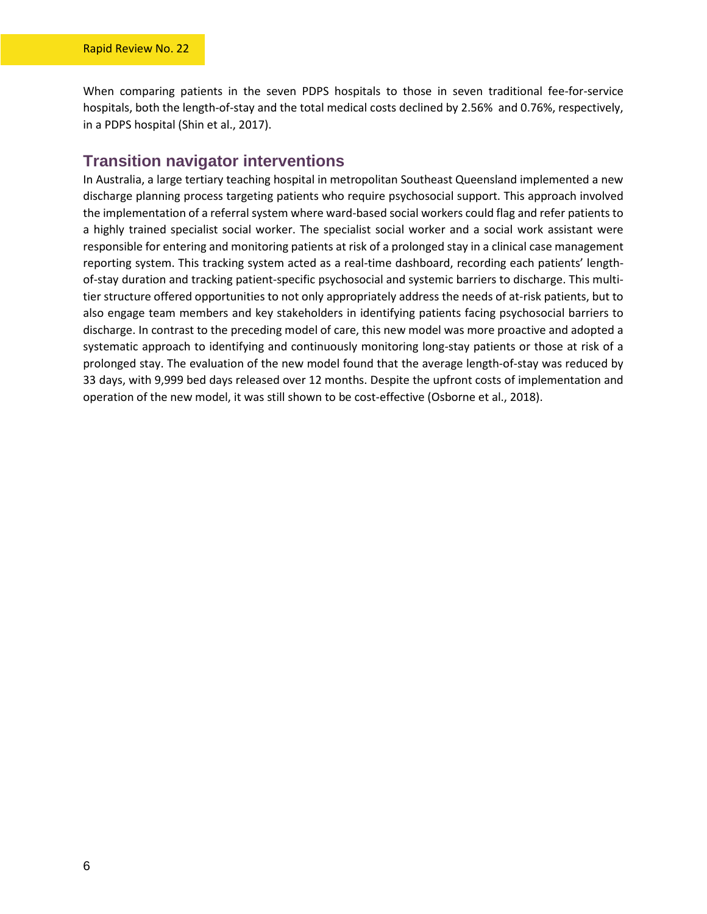When comparing patients in the seven PDPS hospitals to those in seven traditional fee-for-service hospitals, both the length-of-stay and the total medical costs declined by 2.56% and 0.76%, respectively, in a PDPS hospital (Shin et al., 2017).

## Transition navigator interventions

In Australia, a large tertiary teaching hospital in metropolitan Southeast Queensland implemented a new discharge planning process targeting patients who require psychosocial support. This approach involved the implementation of a referral system where ward-based social workers could flag and refer patients to a highly trained specialist social worker. The specialist social worker and a social work assistant were responsible for entering and monitoring patients at risk of a prolonged stay in a clinical case management reporting system. This tracking system acted as a real-time dashboard, recording each patients' length-of-stay duration and tracking patient-specific psychosocial and systemic barriers to discharge. This multi-tier structure offered opportunities to not only appropriately address the needs of at-risk patients, but to also engage team members and key stakeholders in identifying patients facing psychosocial barriers to discharge. In contrast to the preceding model of care, this new model was more proactive and adopted a systematic approach to identifying and continuously monitoring long-stay patients or those at risk of a prolonged stay. The evaluation of the new model found that the average length-of-stay was reduced by 33 days, with 9,999 bed days released over 12 months. Despite the upfront costs of implementation and operation of the new model, it was still shown to be cost-effective (Osborne et al., 2018).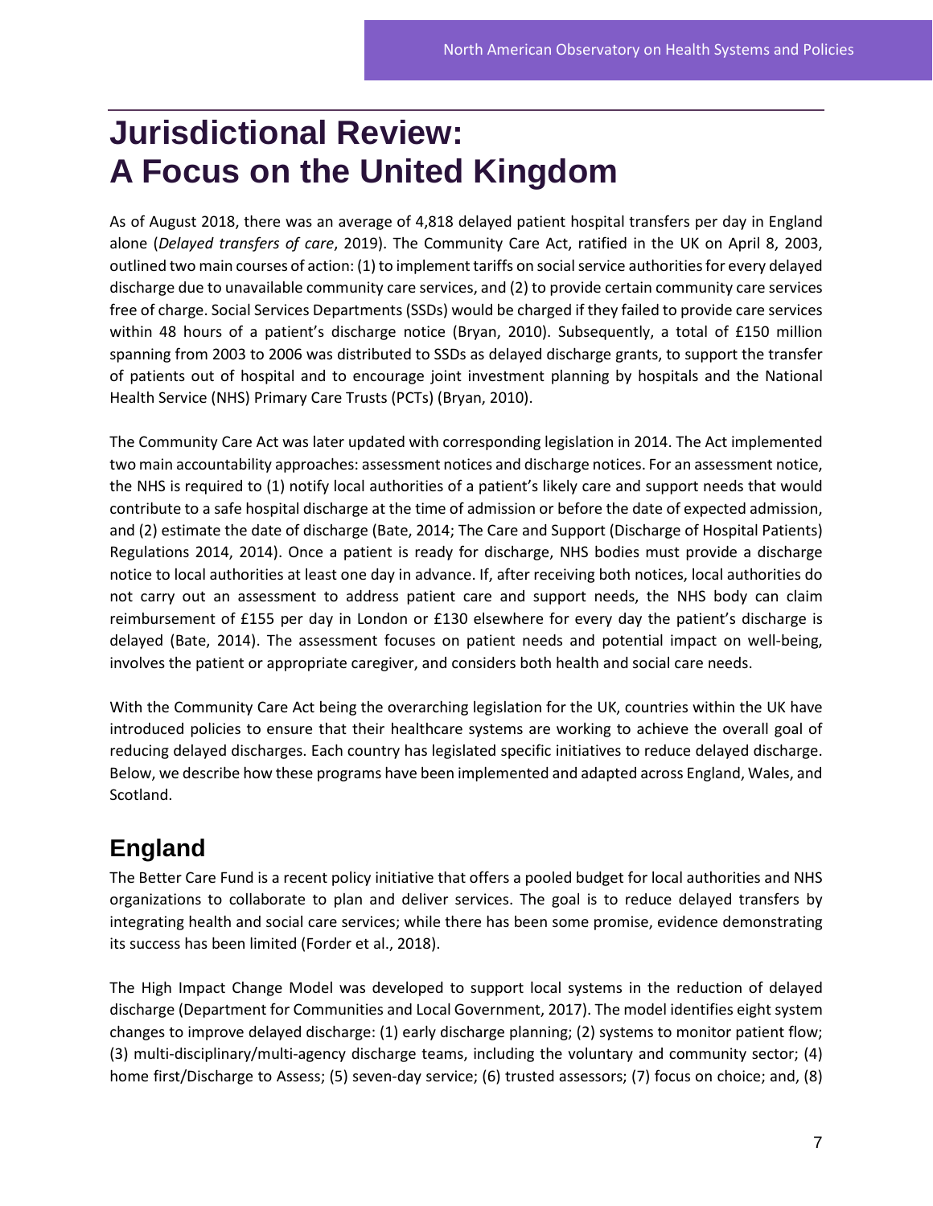# Jurisdictional Review: A Focus on the United Kingdom

As of August 2018, there was an average of 4,818 delayed patient hospital transfers per day in England alone (*Delayed transfers of care*, 2019). The Community Care Act, ratified in the UK on April 8, 2003, outlined two main courses of action: (1) to implement tariffs on social service authorities for every delayed discharge due to unavailable community care services, and (2) to provide certain community care services free of charge. Social Services Departments (SSDs) would be charged if they failed to provide care services within 48 hours of a patient's discharge notice (Bryan, 2010). Subsequently, a total of £150 million spanning from 2003 to 2006 was distributed to SSDs as delayed discharge grants, to support the transfer of patients out of hospital and to encourage joint investment planning by hospitals and the National Health Service (NHS) Primary Care Trusts (PCTs) (Bryan, 2010).

The Community Care Act was later updated with corresponding legislation in 2014. The Act implemented two main accountability approaches: assessment notices and discharge notices. For an assessment notice, the NHS is required to (1) notify local authorities of a patient's likely care and support needs that would contribute to a safe hospital discharge at the time of admission or before the date of expected admission, and (2) estimate the date of discharge (Bate, 2014; The Care and Support (Discharge of Hospital Patients) Regulations 2014, 2014). Once a patient is ready for discharge, NHS bodies must provide a discharge notice to local authorities at least one day in advance. If, after receiving both notices, local authorities do not carry out an assessment to address patient care and support needs, the NHS body can claim reimbursement of £155 per day in London or £130 elsewhere for every day the patient's discharge is delayed (Bate, 2014). The assessment focuses on patient needs and potential impact on well-being, involves the patient or appropriate caregiver, and considers both health and social care needs.

With the Community Care Act being the overarching legislation for the UK, countries within the UK have introduced policies to ensure that their healthcare systems are working to achieve the overall goal of reducing delayed discharges. Each country has legislated specific initiatives to reduce delayed discharge. Below, we describe how these programs have been implemented and adapted across England, Wales, and Scotland.

## England

The Better Care Fund is a recent policy initiative that offers a pooled budget for local authorities and NHS organizations to collaborate to plan and deliver services. The goal is to reduce delayed transfers by integrating health and social care services; while there has been some promise, evidence demonstrating its success has been limited (Forder et al., 2018).

The High Impact Change Model was developed to support local systems in the reduction of delayed discharge (Department for Communities and Local Government, 2017). The model identifies eight system changes to improve delayed discharge: (1) early discharge planning; (2) systems to monitor patient flow; (3) multi-disciplinary/multi-agency discharge teams, including the voluntary and community sector; (4) home first/Discharge to Assess; (5) seven-day service; (6) trusted assessors; (7) focus on choice; and, (8)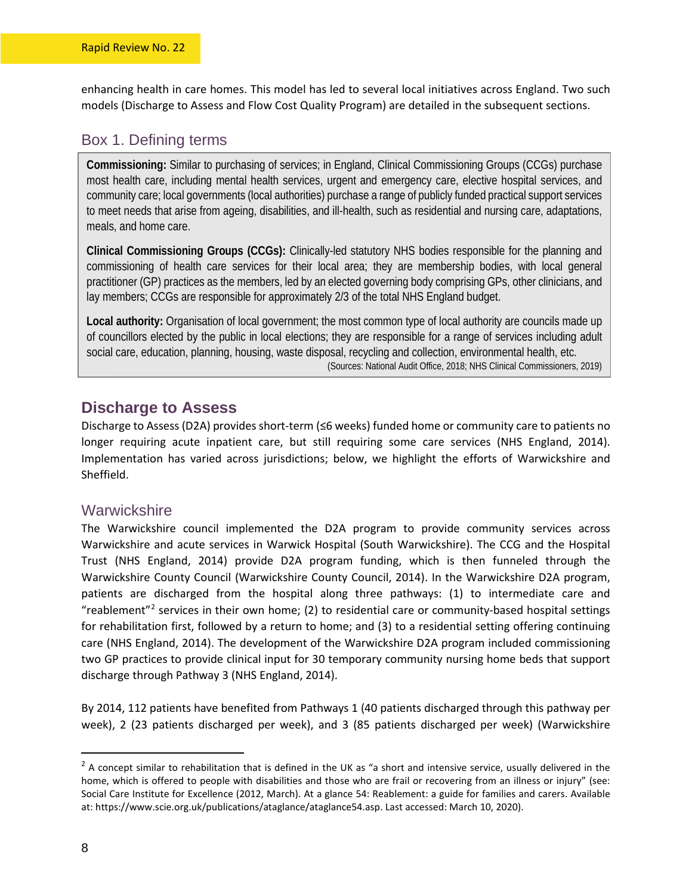enhancing health in care homes. This model has led to several local initiatives across England. Two such models (Discharge to Assess and Flow Cost Quality Program) are detailed in the subsequent sections.

### Box 1. Defining terms

**Commissioning:** Similar to purchasing of services; in England, Clinical Commissioning Groups (CCGs) purchase most health care, including mental health services, urgent and emergency care, elective hospital services, and community care; local governments (local authorities) purchase a range of publicly funded practical support services to meet needs that arise from ageing, disabilities, and ill-health, such as residential and nursing care, adaptations, meals, and home care.

**Clinical Commissioning Groups (CCGs):** Clinically-led statutory NHS bodies responsible for the planning and commissioning of health care services for their local area; they are membership bodies, with local general practitioner (GP) practices as the members, led by an elected governing body comprising GPs, other clinicians, and lay members; CCGs are responsible for approximately 2/3 of the total NHS England budget.

**Local authority:** Organisation of local government; the most common type of local authority are councils made up of councillors elected by the public in local elections; they are responsible for a range of services including adult social care, education, planning, housing, waste disposal, recycling and collection, environmental health, etc.

(Sources: National Audit Office, 2018; NHS Clinical Commissioners, 2019)

## Discharge to Assess

Discharge to Assess (D2A) provides short-term (≤6 weeks) funded home or community care to patients no longer requiring acute inpatient care, but still requiring some care services (NHS England, 2014). Implementation has varied across jurisdictions; below, we highlight the efforts of Warwickshire and Sheffield.

### Warwickshire

The Warwickshire council implemented the D2A program to provide community services across Warwickshire and acute services in Warwick Hospital (South Warwickshire). The CCG and the Hospital Trust (NHS England, 2014) provide D2A program funding, which is then funneled through the Warwickshire County Council (Warwickshire County Council, 2014). In the Warwickshire D2A program, patients are discharged from the hospital along three pathways: (1) to intermediate care and "reablement"[2] services in their own home; (2) to residential care or community-based hospital settings for rehabilitation first, followed by a return to home; and (3) to a residential setting offering continuing care (NHS England, 2014). The development of the Warwickshire D2A program included commissioning two GP practices to provide clinical input for 30 temporary community nursing home beds that support discharge through Pathway 3 (NHS England, 2014).

By 2014, 112 patients have benefited from Pathways 1 (40 patients discharged through this pathway per week), 2 (23 patients discharged per week), and 3 (85 patients discharged per week) (Warwickshire

---

[2] A concept similar to rehabilitation that is defined in the UK as "a short and intensive service, usually delivered in the home, which is offered to people with disabilities and those who are frail or recovering from an illness or injury" (see: Social Care Institute for Excellence (2012, March). At a glance 54: Reablement: a guide for families and carers. Available at: https://www.scie.org.uk/publications/ataglance/ataglance54.asp. Last accessed: March 10, 2020).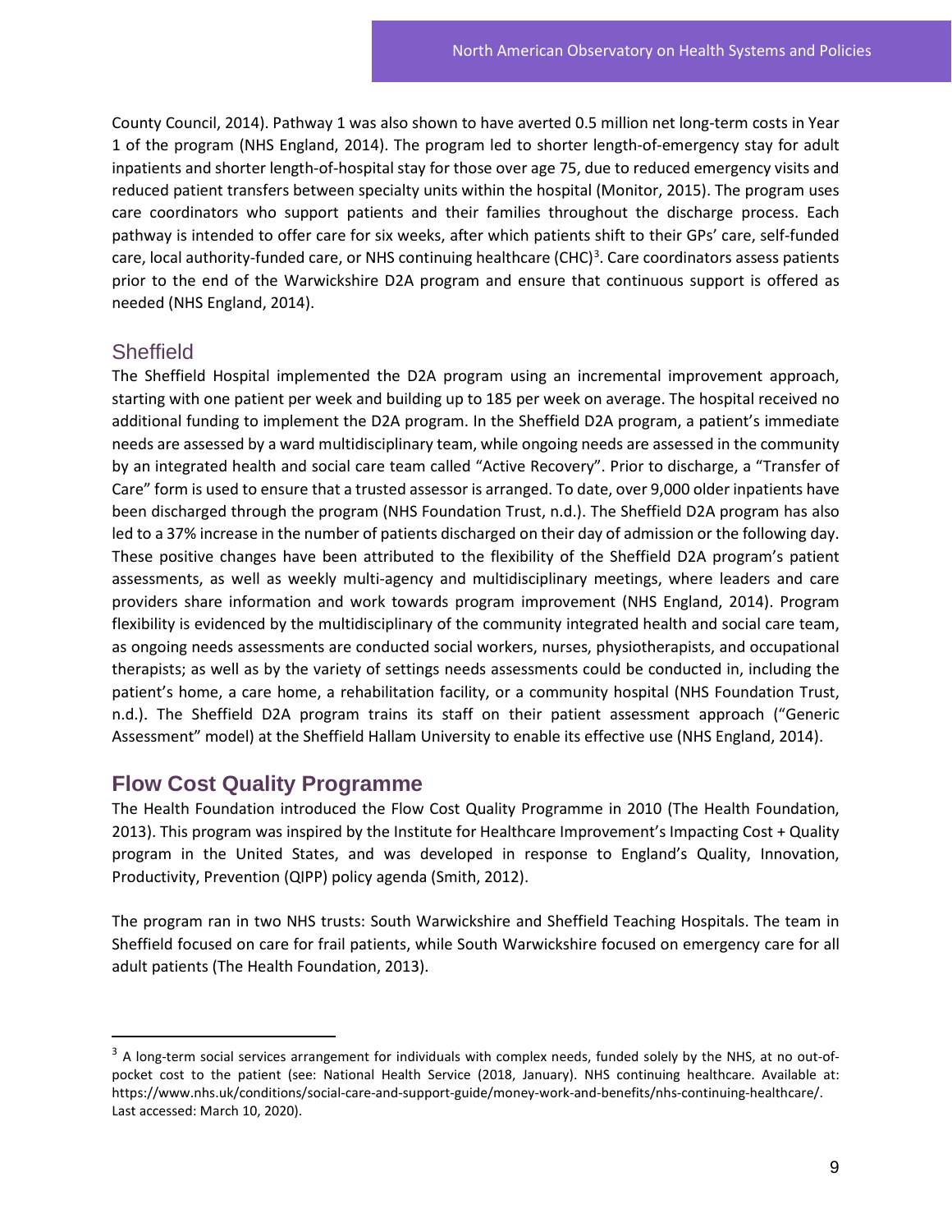County Council, 2014). Pathway 1 was also shown to have averted 0.5 million net long-term costs in Year 1 of the program (NHS England, 2014). The program led to shorter length-of-emergency stay for adult inpatients and shorter length-of-hospital stay for those over age 75, due to reduced emergency visits and reduced patient transfers between specialty units within the hospital (Monitor, 2015). The program uses care coordinators who support patients and their families throughout the discharge process. Each pathway is intended to offer care for six weeks, after which patients shift to their GPs' care, self-funded care, local authority-funded care, or NHS continuing healthcare (CHC)[3]. Care coordinators assess patients prior to the end of the Warwickshire D2A program and ensure that continuous support is offered as needed (NHS England, 2014).

### Sheffield

The Sheffield Hospital implemented the D2A program using an incremental improvement approach, starting with one patient per week and building up to 185 per week on average. The hospital received no additional funding to implement the D2A program. In the Sheffield D2A program, a patient's immediate needs are assessed by a ward multidisciplinary team, while ongoing needs are assessed in the community by an integrated health and social care team called "Active Recovery". Prior to discharge, a "Transfer of Care" form is used to ensure that a trusted assessor is arranged. To date, over 9,000 older inpatients have been discharged through the program (NHS Foundation Trust, n.d.). The Sheffield D2A program has also led to a 37% increase in the number of patients discharged on their day of admission or the following day. These positive changes have been attributed to the flexibility of the Sheffield D2A program's patient assessments, as well as weekly multi-agency and multidisciplinary meetings, where leaders and care providers share information and work towards program improvement (NHS England, 2014). Program flexibility is evidenced by the multidisciplinary of the community integrated health and social care team, as ongoing needs assessments are conducted social workers, nurses, physiotherapists, and occupational therapists; as well as by the variety of settings needs assessments could be conducted in, including the patient's home, a care home, a rehabilitation facility, or a community hospital (NHS Foundation Trust, n.d.). The Sheffield D2A program trains its staff on their patient assessment approach ("Generic Assessment" model) at the Sheffield Hallam University to enable its effective use (NHS England, 2014).

## Flow Cost Quality Programme

The Health Foundation introduced the Flow Cost Quality Programme in 2010 (The Health Foundation, 2013). This program was inspired by the Institute for Healthcare Improvement's Impacting Cost + Quality program in the United States, and was developed in response to England's Quality, Innovation, Productivity, Prevention (QIPP) policy agenda (Smith, 2012).

The program ran in two NHS trusts: South Warwickshire and Sheffield Teaching Hospitals. The team in Sheffield focused on care for frail patients, while South Warwickshire focused on emergency care for all adult patients (The Health Foundation, 2013).

---

[3] A long-term social services arrangement for individuals with complex needs, funded solely by the NHS, at no out-of-pocket cost to the patient (see: National Health Service (2018, January). NHS continuing healthcare. Available at: https://www.nhs.uk/conditions/social-care-and-support-guide/money-work-and-benefits/nhs-continuing-healthcare/. Last accessed: March 10, 2020).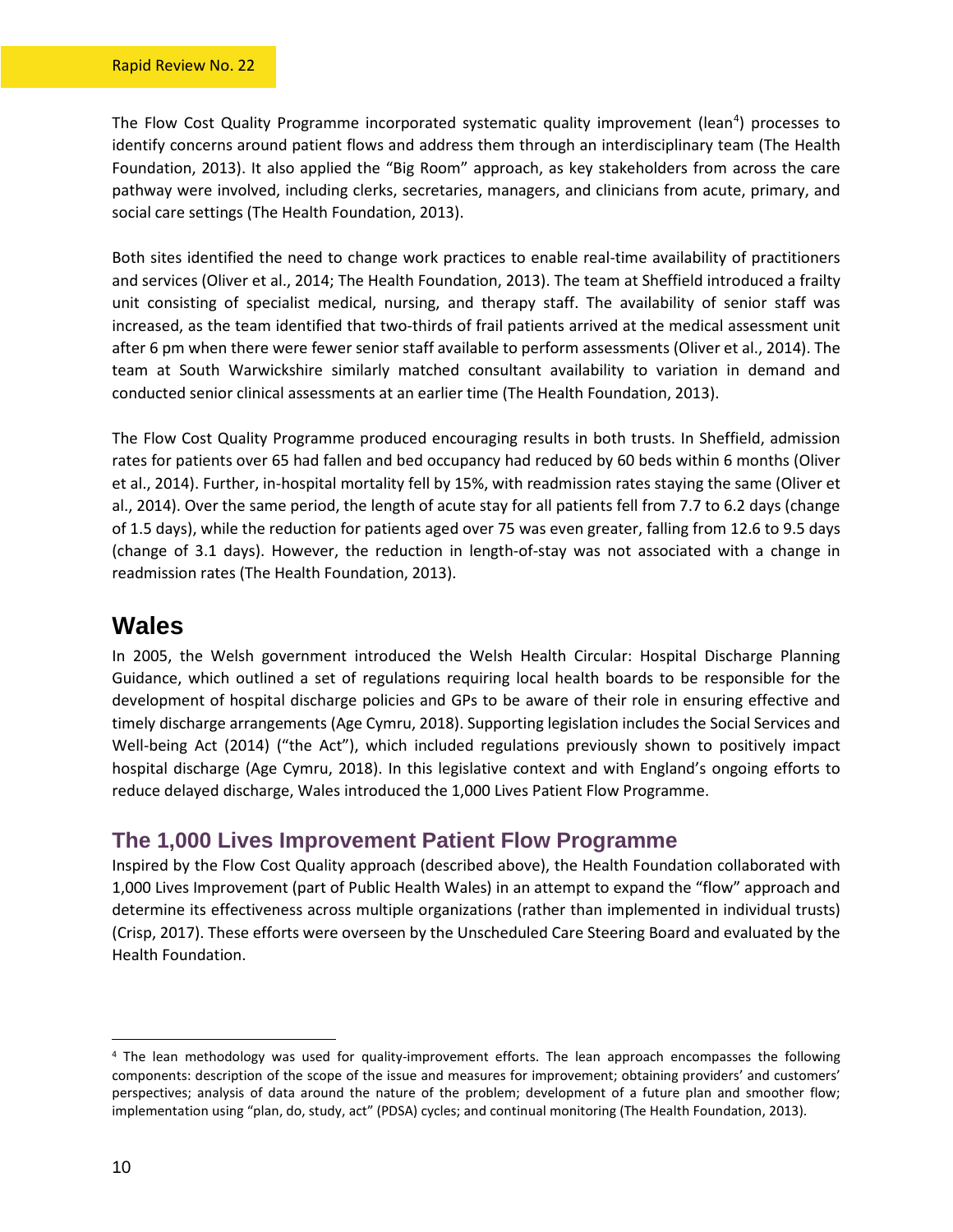The Flow Cost Quality Programme incorporated systematic quality improvement (lean[4]) processes to identify concerns around patient flows and address them through an interdisciplinary team (The Health Foundation, 2013). It also applied the "Big Room" approach, as key stakeholders from across the care pathway were involved, including clerks, secretaries, managers, and clinicians from acute, primary, and social care settings (The Health Foundation, 2013).

Both sites identified the need to change work practices to enable real-time availability of practitioners and services (Oliver et al., 2014; The Health Foundation, 2013). The team at Sheffield introduced a frailty unit consisting of specialist medical, nursing, and therapy staff. The availability of senior staff was increased, as the team identified that two-thirds of frail patients arrived at the medical assessment unit after 6 pm when there were fewer senior staff available to perform assessments (Oliver et al., 2014). The team at South Warwickshire similarly matched consultant availability to variation in demand and conducted senior clinical assessments at an earlier time (The Health Foundation, 2013).

The Flow Cost Quality Programme produced encouraging results in both trusts. In Sheffield, admission rates for patients over 65 had fallen and bed occupancy had reduced by 60 beds within 6 months (Oliver et al., 2014). Further, in-hospital mortality fell by 15%, with readmission rates staying the same (Oliver et al., 2014). Over the same period, the length of acute stay for all patients fell from 7.7 to 6.2 days (change of 1.5 days), while the reduction for patients aged over 75 was even greater, falling from 12.6 to 9.5 days (change of 3.1 days). However, the reduction in length-of-stay was not associated with a change in readmission rates (The Health Foundation, 2013).

# Wales

In 2005, the Welsh government introduced the Welsh Health Circular: Hospital Discharge Planning Guidance, which outlined a set of regulations requiring local health boards to be responsible for the development of hospital discharge policies and GPs to be aware of their role in ensuring effective and timely discharge arrangements (Age Cymru, 2018). Supporting legislation includes the Social Services and Well-being Act (2014) ("the Act"), which included regulations previously shown to positively impact hospital discharge (Age Cymru, 2018). In this legislative context and with England's ongoing efforts to reduce delayed discharge, Wales introduced the 1,000 Lives Patient Flow Programme.

## The 1,000 Lives Improvement Patient Flow Programme

Inspired by the Flow Cost Quality approach (described above), the Health Foundation collaborated with 1,000 Lives Improvement (part of Public Health Wales) in an attempt to expand the "flow" approach and determine its effectiveness across multiple organizations (rather than implemented in individual trusts) (Crisp, 2017). These efforts were overseen by the Unscheduled Care Steering Board and evaluated by the Health Foundation.

---

[4] The lean methodology was used for quality-improvement efforts. The lean approach encompasses the following components: description of the scope of the issue and measures for improvement; obtaining providers' and customers' perspectives; analysis of data around the nature of the problem; development of a future plan and smoother flow; implementation using "plan, do, study, act" (PDSA) cycles; and continual monitoring (The Health Foundation, 2013).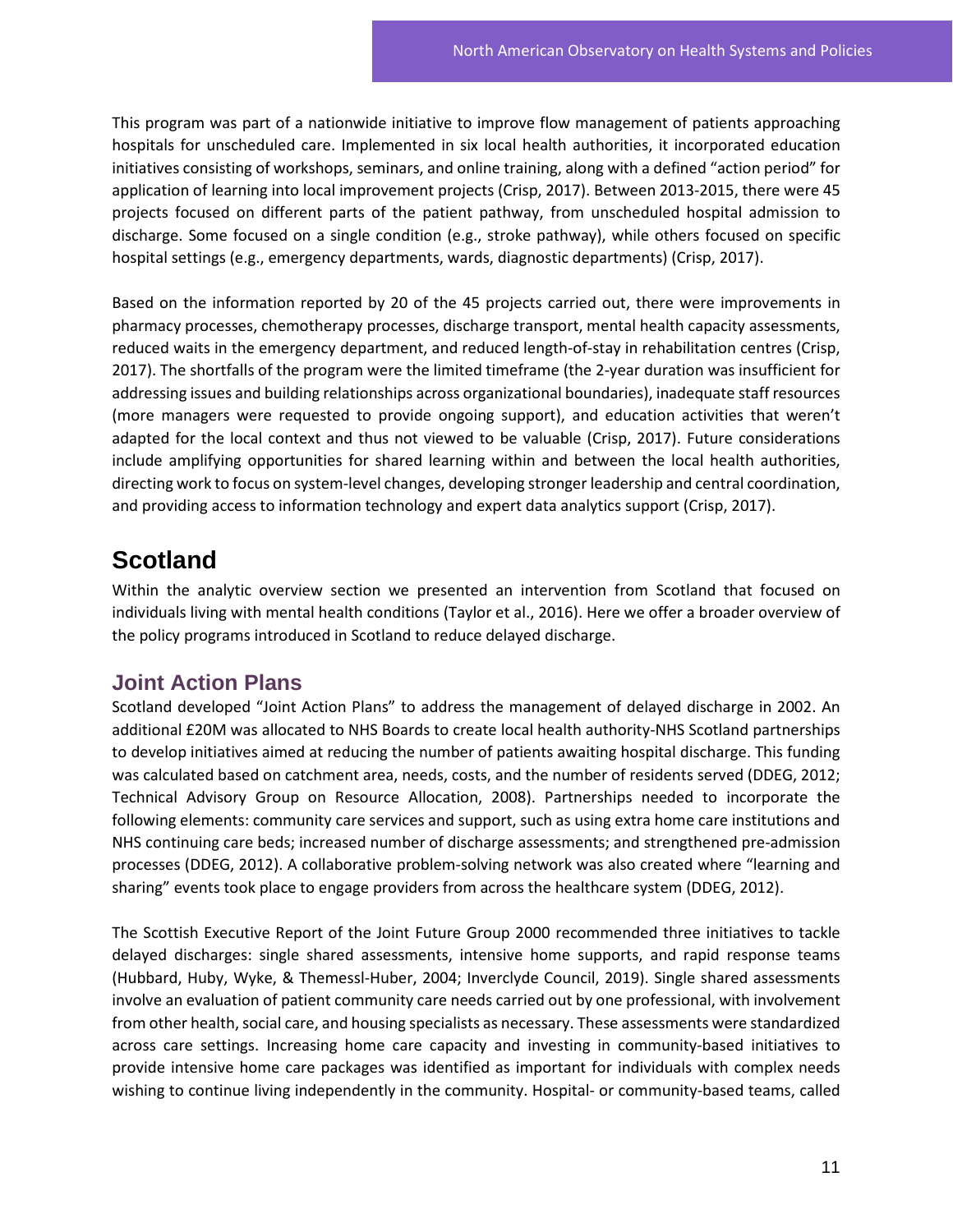This program was part of a nationwide initiative to improve flow management of patients approaching hospitals for unscheduled care. Implemented in six local health authorities, it incorporated education initiatives consisting of workshops, seminars, and online training, along with a defined "action period" for application of learning into local improvement projects (Crisp, 2017). Between 2013-2015, there were 45 projects focused on different parts of the patient pathway, from unscheduled hospital admission to discharge. Some focused on a single condition (e.g., stroke pathway), while others focused on specific hospital settings (e.g., emergency departments, wards, diagnostic departments) (Crisp, 2017).

Based on the information reported by 20 of the 45 projects carried out, there were improvements in pharmacy processes, chemotherapy processes, discharge transport, mental health capacity assessments, reduced waits in the emergency department, and reduced length-of-stay in rehabilitation centres (Crisp, 2017). The shortfalls of the program were the limited timeframe (the 2-year duration was insufficient for addressing issues and building relationships across organizational boundaries), inadequate staff resources (more managers were requested to provide ongoing support), and education activities that weren't adapted for the local context and thus not viewed to be valuable (Crisp, 2017). Future considerations include amplifying opportunities for shared learning within and between the local health authorities, directing work to focus on system-level changes, developing stronger leadership and central coordination, and providing access to information technology and expert data analytics support (Crisp, 2017).

## Scotland

Within the analytic overview section we presented an intervention from Scotland that focused on individuals living with mental health conditions (Taylor et al., 2016). Here we offer a broader overview of the policy programs introduced in Scotland to reduce delayed discharge.

### Joint Action Plans

Scotland developed "Joint Action Plans" to address the management of delayed discharge in 2002. An additional £20M was allocated to NHS Boards to create local health authority-NHS Scotland partnerships to develop initiatives aimed at reducing the number of patients awaiting hospital discharge. This funding was calculated based on catchment area, needs, costs, and the number of residents served (DDEG, 2012; Technical Advisory Group on Resource Allocation, 2008). Partnerships needed to incorporate the following elements: community care services and support, such as using extra home care institutions and NHS continuing care beds; increased number of discharge assessments; and strengthened pre-admission processes (DDEG, 2012). A collaborative problem-solving network was also created where "learning and sharing" events took place to engage providers from across the healthcare system (DDEG, 2012).

The Scottish Executive Report of the Joint Future Group 2000 recommended three initiatives to tackle delayed discharges: single shared assessments, intensive home supports, and rapid response teams (Hubbard, Huby, Wyke, & Themessl-Huber, 2004; Inverclyde Council, 2019). Single shared assessments involve an evaluation of patient community care needs carried out by one professional, with involvement from other health, social care, and housing specialists as necessary. These assessments were standardized across care settings. Increasing home care capacity and investing in community-based initiatives to provide intensive home care packages was identified as important for individuals with complex needs wishing to continue living independently in the community. Hospital- or community-based teams, called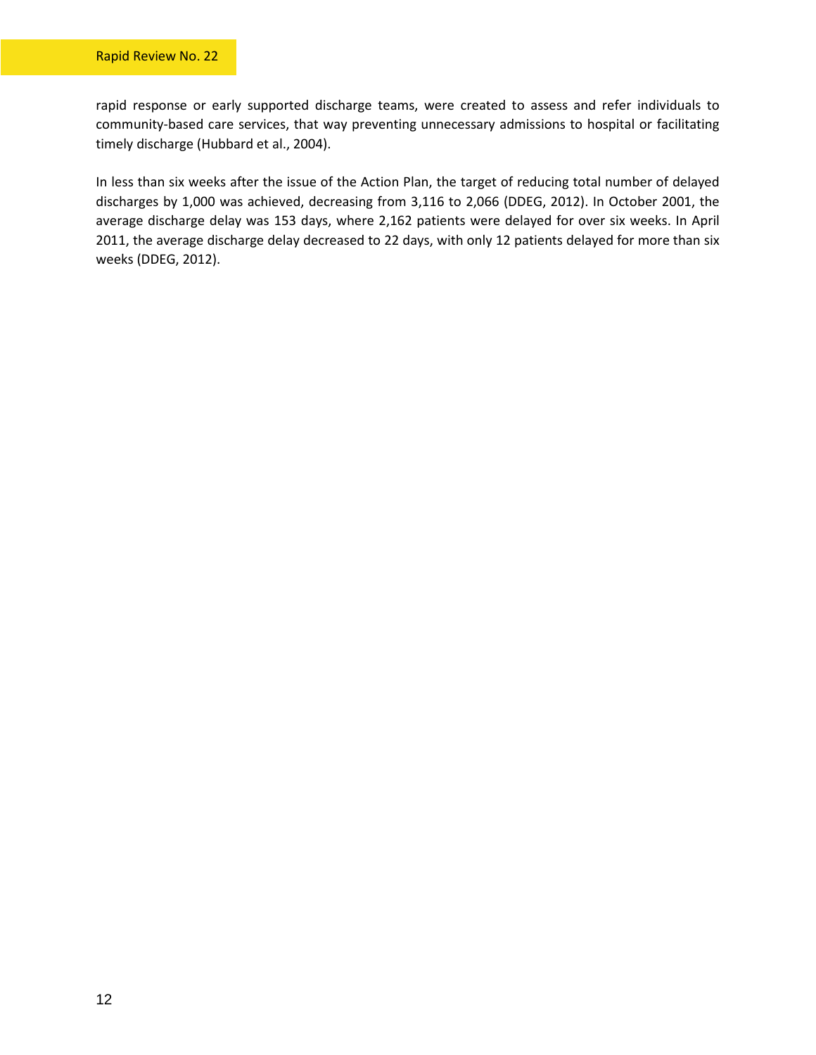rapid response or early supported discharge teams, were created to assess and refer individuals to community-based care services, that way preventing unnecessary admissions to hospital or facilitating timely discharge (Hubbard et al., 2004).

In less than six weeks after the issue of the Action Plan, the target of reducing total number of delayed discharges by 1,000 was achieved, decreasing from 3,116 to 2,066 (DDEG, 2012). In October 2001, the average discharge delay was 153 days, where 2,162 patients were delayed for over six weeks. In April 2011, the average discharge delay decreased to 22 days, with only 12 patients delayed for more than six weeks (DDEG, 2012).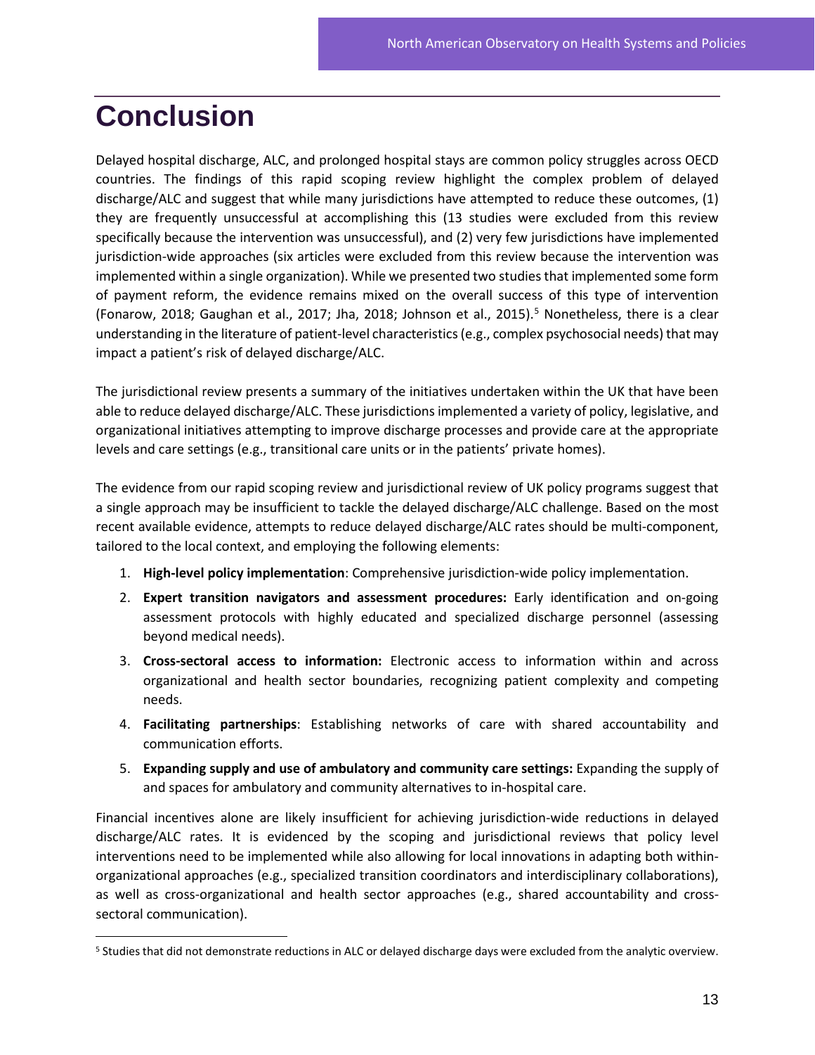# Conclusion

Delayed hospital discharge, ALC, and prolonged hospital stays are common policy struggles across OECD countries. The findings of this rapid scoping review highlight the complex problem of delayed discharge/ALC and suggest that while many jurisdictions have attempted to reduce these outcomes, (1) they are frequently unsuccessful at accomplishing this (13 studies were excluded from this review specifically because the intervention was unsuccessful), and (2) very few jurisdictions have implemented jurisdiction-wide approaches (six articles were excluded from this review because the intervention was implemented within a single organization). While we presented two studies that implemented some form of payment reform, the evidence remains mixed on the overall success of this type of intervention (Fonarow, 2018; Gaughan et al., 2017; Jha, 2018; Johnson et al., 2015).[5] Nonetheless, there is a clear understanding in the literature of patient-level characteristics (e.g., complex psychosocial needs) that may impact a patient's risk of delayed discharge/ALC.

The jurisdictional review presents a summary of the initiatives undertaken within the UK that have been able to reduce delayed discharge/ALC. These jurisdictions implemented a variety of policy, legislative, and organizational initiatives attempting to improve discharge processes and provide care at the appropriate levels and care settings (e.g., transitional care units or in the patients' private homes).

The evidence from our rapid scoping review and jurisdictional review of UK policy programs suggest that a single approach may be insufficient to tackle the delayed discharge/ALC challenge. Based on the most recent available evidence, attempts to reduce delayed discharge/ALC rates should be multi-component, tailored to the local context, and employing the following elements:

1. **High-level policy implementation**: Comprehensive jurisdiction-wide policy implementation.
2. **Expert transition navigators and assessment procedures:** Early identification and on-going assessment protocols with highly educated and specialized discharge personnel (assessing beyond medical needs).
3. **Cross-sectoral access to information:** Electronic access to information within and across organizational and health sector boundaries, recognizing patient complexity and competing needs.
4. **Facilitating partnerships**: Establishing networks of care with shared accountability and communication efforts.
5. **Expanding supply and use of ambulatory and community care settings:** Expanding the supply of and spaces for ambulatory and community alternatives to in-hospital care.

Financial incentives alone are likely insufficient for achieving jurisdiction-wide reductions in delayed discharge/ALC rates. It is evidenced by the scoping and jurisdictional reviews that policy level interventions need to be implemented while also allowing for local innovations in adapting both within-organizational approaches (e.g., specialized transition coordinators and interdisciplinary collaborations), as well as cross-organizational and health sector approaches (e.g., shared accountability and cross-sectoral communication).

---

[5] Studies that did not demonstrate reductions in ALC or delayed discharge days were excluded from the analytic overview.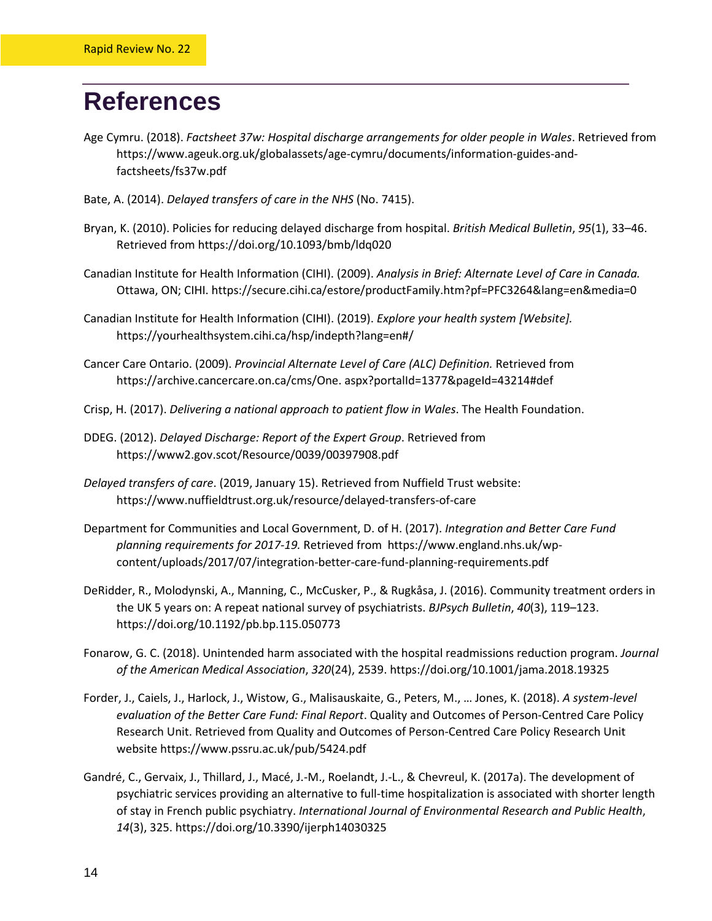# References

Age Cymru. (2018). *Factsheet 37w: Hospital discharge arrangements for older people in Wales*. Retrieved from https://www.ageuk.org.uk/globalassets/age-cymru/documents/information-guides-and-factsheets/fs37w.pdf

Bate, A. (2014). *Delayed transfers of care in the NHS* (No. 7415).

Bryan, K. (2010). Policies for reducing delayed discharge from hospital. *British Medical Bulletin*, *95*(1), 33–46. Retrieved from https://doi.org/10.1093/bmb/ldq020

Canadian Institute for Health Information (CIHI). (2009). *Analysis in Brief: Alternate Level of Care in Canada.* Ottawa, ON; CIHI. https://secure.cihi.ca/estore/productFamily.htm?pf=PFC3264&lang=en&media=0

Canadian Institute for Health Information (CIHI). (2019). *Explore your health system [Website].* https://yourhealthsystem.cihi.ca/hsp/indepth?lang=en#/

Cancer Care Ontario. (2009). *Provincial Alternate Level of Care (ALC) Definition.* Retrieved from https://archive.cancercare.on.ca/cms/One. aspx?portalId=1377&pageId=43214#def

Crisp, H. (2017). *Delivering a national approach to patient flow in Wales*. The Health Foundation.

DDEG. (2012). *Delayed Discharge: Report of the Expert Group*. Retrieved from https://www2.gov.scot/Resource/0039/00397908.pdf

*Delayed transfers of care*. (2019, January 15). Retrieved from Nuffield Trust website: https://www.nuffieldtrust.org.uk/resource/delayed-transfers-of-care

Department for Communities and Local Government, D. of H. (2017). *Integration and Better Care Fund planning requirements for 2017-19.* Retrieved from https://www.england.nhs.uk/wp-content/uploads/2017/07/integration-better-care-fund-planning-requirements.pdf

DeRidder, R., Molodynski, A., Manning, C., McCusker, P., & Rugkåsa, J. (2016). Community treatment orders in the UK 5 years on: A repeat national survey of psychiatrists. *BJPsych Bulletin*, *40*(3), 119–123. https://doi.org/10.1192/pb.bp.115.050773

Fonarow, G. C. (2018). Unintended harm associated with the hospital readmissions reduction program. *Journal of the American Medical Association*, *320*(24), 2539. https://doi.org/10.1001/jama.2018.19325

Forder, J., Caiels, J., Harlock, J., Wistow, G., Malisauskaite, G., Peters, M., … Jones, K. (2018). *A system-level evaluation of the Better Care Fund: Final Report*. Quality and Outcomes of Person-Centred Care Policy Research Unit. Retrieved from Quality and Outcomes of Person-Centred Care Policy Research Unit website https://www.pssru.ac.uk/pub/5424.pdf

Gandré, C., Gervaix, J., Thillard, J., Macé, J.-M., Roelandt, J.-L., & Chevreul, K. (2017a). The development of psychiatric services providing an alternative to full-time hospitalization is associated with shorter length of stay in French public psychiatry. *International Journal of Environmental Research and Public Health*, *14*(3), 325. https://doi.org/10.3390/ijerph14030325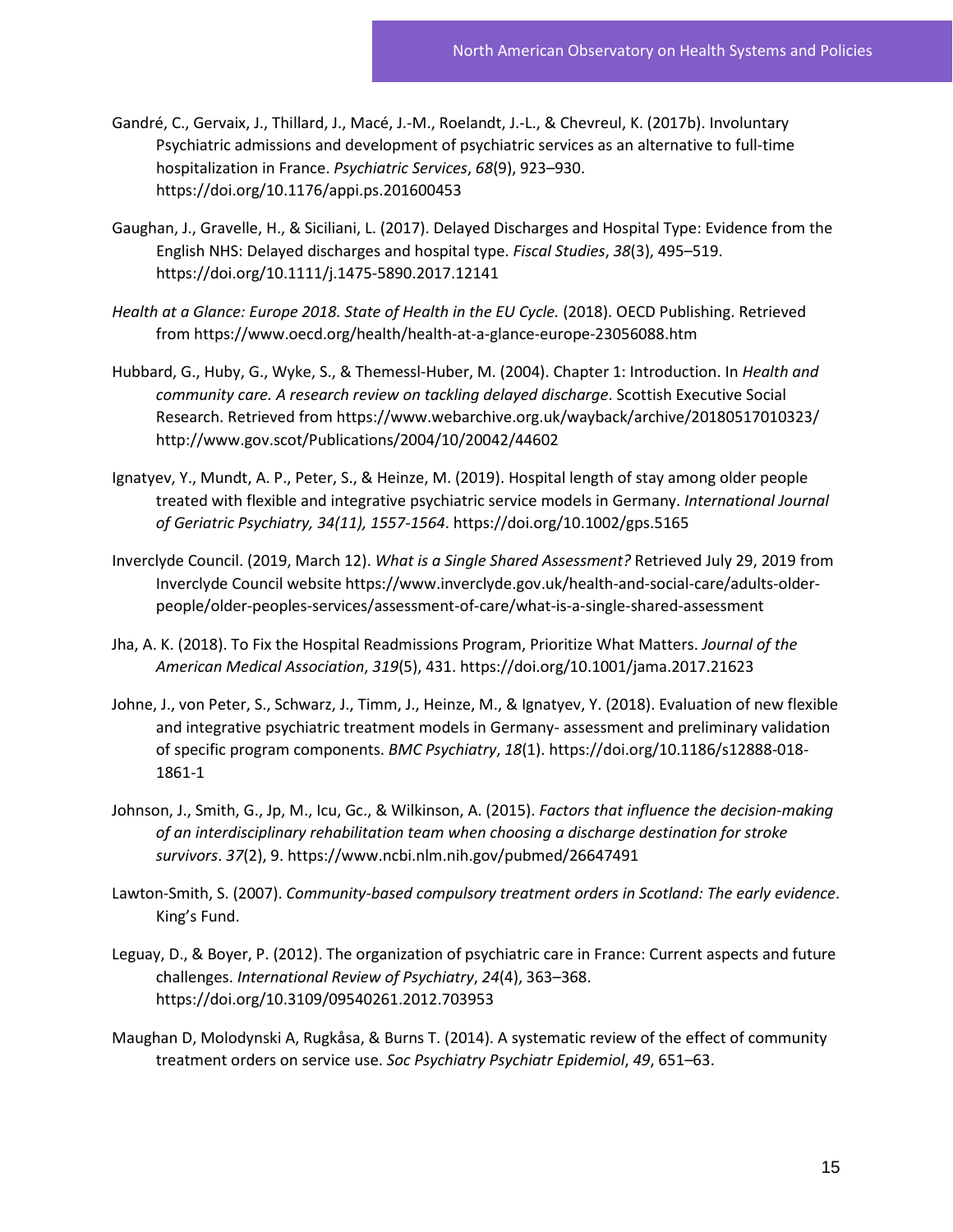Gandré, C., Gervaix, J., Thillard, J., Macé, J.-M., Roelandt, J.-L., & Chevreul, K. (2017b). Involuntary Psychiatric admissions and development of psychiatric services as an alternative to full-time hospitalization in France. *Psychiatric Services*, *68*(9), 923–930. https://doi.org/10.1176/appi.ps.201600453

Gaughan, J., Gravelle, H., & Siciliani, L. (2017). Delayed Discharges and Hospital Type: Evidence from the English NHS: Delayed discharges and hospital type. *Fiscal Studies*, *38*(3), 495–519. https://doi.org/10.1111/j.1475-5890.2017.12141

*Health at a Glance: Europe 2018. State of Health in the EU Cycle.* (2018). OECD Publishing. Retrieved from https://www.oecd.org/health/health-at-a-glance-europe-23056088.htm

Hubbard, G., Huby, G., Wyke, S., & Themessl-Huber, M. (2004). Chapter 1: Introduction. In *Health and community care. A research review on tackling delayed discharge*. Scottish Executive Social Research. Retrieved from https://www.webarchive.org.uk/wayback/archive/20180517010323/http://www.gov.scot/Publications/2004/10/20042/44602

Ignatyev, Y., Mundt, A. P., Peter, S., & Heinze, M. (2019). Hospital length of stay among older people treated with flexible and integrative psychiatric service models in Germany. *International Journal of Geriatric Psychiatry, 34(11), 1557-1564*. https://doi.org/10.1002/gps.5165

Inverclyde Council. (2019, March 12). *What is a Single Shared Assessment?* Retrieved July 29, 2019 from Inverclyde Council website https://www.inverclyde.gov.uk/health-and-social-care/adults-older-people/older-peoples-services/assessment-of-care/what-is-a-single-shared-assessment

Jha, A. K. (2018). To Fix the Hospital Readmissions Program, Prioritize What Matters. *Journal of the American Medical Association*, *319*(5), 431. https://doi.org/10.1001/jama.2017.21623

Johne, J., von Peter, S., Schwarz, J., Timm, J., Heinze, M., & Ignatyev, Y. (2018). Evaluation of new flexible and integrative psychiatric treatment models in Germany- assessment and preliminary validation of specific program components. *BMC Psychiatry*, *18*(1). https://doi.org/10.1186/s12888-018-1861-1

Johnson, J., Smith, G., Jp, M., Icu, Gc., & Wilkinson, A. (2015). *Factors that influence the decision-making of an interdisciplinary rehabilitation team when choosing a discharge destination for stroke survivors*. *37*(2), 9. https://www.ncbi.nlm.nih.gov/pubmed/26647491

Lawton-Smith, S. (2007). *Community-based compulsory treatment orders in Scotland: The early evidence*. King's Fund.

Leguay, D., & Boyer, P. (2012). The organization of psychiatric care in France: Current aspects and future challenges. *International Review of Psychiatry*, *24*(4), 363–368. https://doi.org/10.3109/09540261.2012.703953

Maughan D, Molodynski A, Rugkåsa, & Burns T. (2014). A systematic review of the effect of community treatment orders on service use. *Soc Psychiatry Psychiatr Epidemiol*, *49*, 651–63.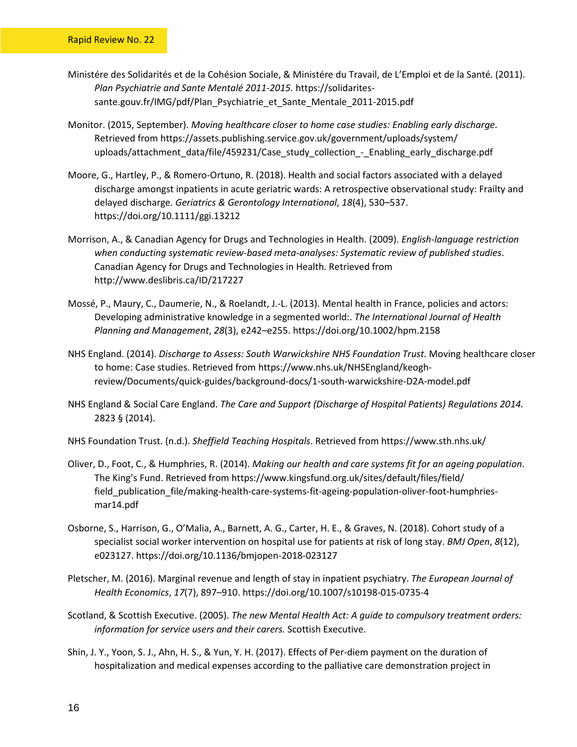Ministére des Solidarités et de la Cohésion Sociale, & Ministére du Travail, de L'Emploi et de la Santé. (2011). *Plan Psychiatrie and Sante Mentalé 2011-2015.* https://solidarites-sante.gouv.fr/IMG/pdf/Plan_Psychiatrie_et_Sante_Mentale_2011-2015.pdf

Monitor. (2015, September). *Moving healthcare closer to home case studies: Enabling early discharge*. Retrieved from https://assets.publishing.service.gov.uk/government/uploads/system/uploads/attachment_data/file/459231/Case_study_collection_-_Enabling_early_discharge.pdf

Moore, G., Hartley, P., & Romero-Ortuno, R. (2018). Health and social factors associated with a delayed discharge amongst inpatients in acute geriatric wards: A retrospective observational study: Frailty and delayed discharge. *Geriatrics & Gerontology International*, *18*(4), 530–537. https://doi.org/10.1111/ggi.13212

Morrison, A., & Canadian Agency for Drugs and Technologies in Health. (2009). *English-language restriction when conducting systematic review-based meta-analyses: Systematic review of published studies*. Canadian Agency for Drugs and Technologies in Health. Retrieved from http://www.deslibris.ca/ID/217227

Mossé, P., Maury, C., Daumerie, N., & Roelandt, J.-L. (2013). Mental health in France, policies and actors: Developing administrative knowledge in a segmented world:. *The International Journal of Health Planning and Management*, *28*(3), e242–e255. https://doi.org/10.1002/hpm.2158

NHS England. (2014). *Discharge to Assess: South Warwickshire NHS Foundation Trust.* Moving healthcare closer to home: Case studies. Retrieved from https://www.nhs.uk/NHSEngland/keogh-review/Documents/quick-guides/background-docs/1-south-warwickshire-D2A-model.pdf

NHS England & Social Care England. *The Care and Support (Discharge of Hospital Patients) Regulations 2014.* 2823 § (2014).

NHS Foundation Trust. (n.d.). *Sheffield Teaching Hospitals*. Retrieved from https://www.sth.nhs.uk/

Oliver, D., Foot, C., & Humphries, R. (2014). *Making our health and care systems fit for an ageing population*. The King's Fund. Retrieved from https://www.kingsfund.org.uk/sites/default/files/field/field_publication_file/making-health-care-systems-fit-ageing-population-oliver-foot-humphries-mar14.pdf

Osborne, S., Harrison, G., O'Malia, A., Barnett, A. G., Carter, H. E., & Graves, N. (2018). Cohort study of a specialist social worker intervention on hospital use for patients at risk of long stay. *BMJ Open*, *8*(12), e023127. https://doi.org/10.1136/bmjopen-2018-023127

Pletscher, M. (2016). Marginal revenue and length of stay in inpatient psychiatry. *The European Journal of Health Economics*, *17*(7), 897–910. https://doi.org/10.1007/s10198-015-0735-4

Scotland, & Scottish Executive. (2005). *The new Mental Health Act: A guide to compulsory treatment orders: information for service users and their carers.* Scottish Executive.

Shin, J. Y., Yoon, S. J., Ahn, H. S., & Yun, Y. H. (2017). Effects of Per-diem payment on the duration of hospitalization and medical expenses according to the palliative care demonstration project in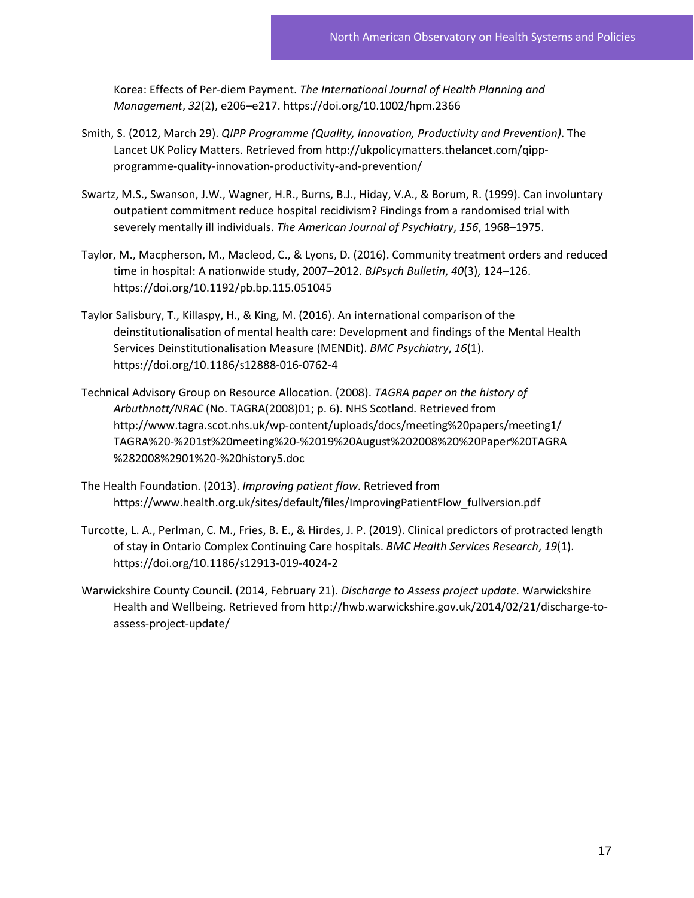Korea: Effects of Per-diem Payment. *The International Journal of Health Planning and Management*, *32*(2), e206–e217. https://doi.org/10.1002/hpm.2366

Smith, S. (2012, March 29). *QIPP Programme (Quality, Innovation, Productivity and Prevention)*. The Lancet UK Policy Matters. Retrieved from http://ukpolicymatters.thelancet.com/qipp-programme-quality-innovation-productivity-and-prevention/

Swartz, M.S., Swanson, J.W., Wagner, H.R., Burns, B.J., Hiday, V.A., & Borum, R. (1999). Can involuntary outpatient commitment reduce hospital recidivism? Findings from a randomised trial with severely mentally ill individuals. *The American Journal of Psychiatry*, *156*, 1968–1975.

Taylor, M., Macpherson, M., Macleod, C., & Lyons, D. (2016). Community treatment orders and reduced time in hospital: A nationwide study, 2007–2012. *BJPsych Bulletin*, *40*(3), 124–126. https://doi.org/10.1192/pb.bp.115.051045

Taylor Salisbury, T., Killaspy, H., & King, M. (2016). An international comparison of the deinstitutionalisation of mental health care: Development and findings of the Mental Health Services Deinstitutionalisation Measure (MENDit). *BMC Psychiatry*, *16*(1). https://doi.org/10.1186/s12888-016-0762-4

Technical Advisory Group on Resource Allocation. (2008). *TAGRA paper on the history of Arbuthnott/NRAC* (No. TAGRA(2008)01; p. 6). NHS Scotland. Retrieved from http://www.tagra.scot.nhs.uk/wp-content/uploads/docs/meeting%20papers/meeting1/TAGRA%20-%201st%20meeting%20-%2019%20August%202008%20%20Paper%20TAGRA%282008%2901%20-%20history5.doc

The Health Foundation. (2013). *Improving patient flow*. Retrieved from https://www.health.org.uk/sites/default/files/ImprovingPatientFlow_fullversion.pdf

Turcotte, L. A., Perlman, C. M., Fries, B. E., & Hirdes, J. P. (2019). Clinical predictors of protracted length of stay in Ontario Complex Continuing Care hospitals. *BMC Health Services Research*, *19*(1). https://doi.org/10.1186/s12913-019-4024-2

Warwickshire County Council. (2014, February 21). *Discharge to Assess project update.* Warwickshire Health and Wellbeing. Retrieved from http://hwb.warwickshire.gov.uk/2014/02/21/discharge-to-assess-project-update/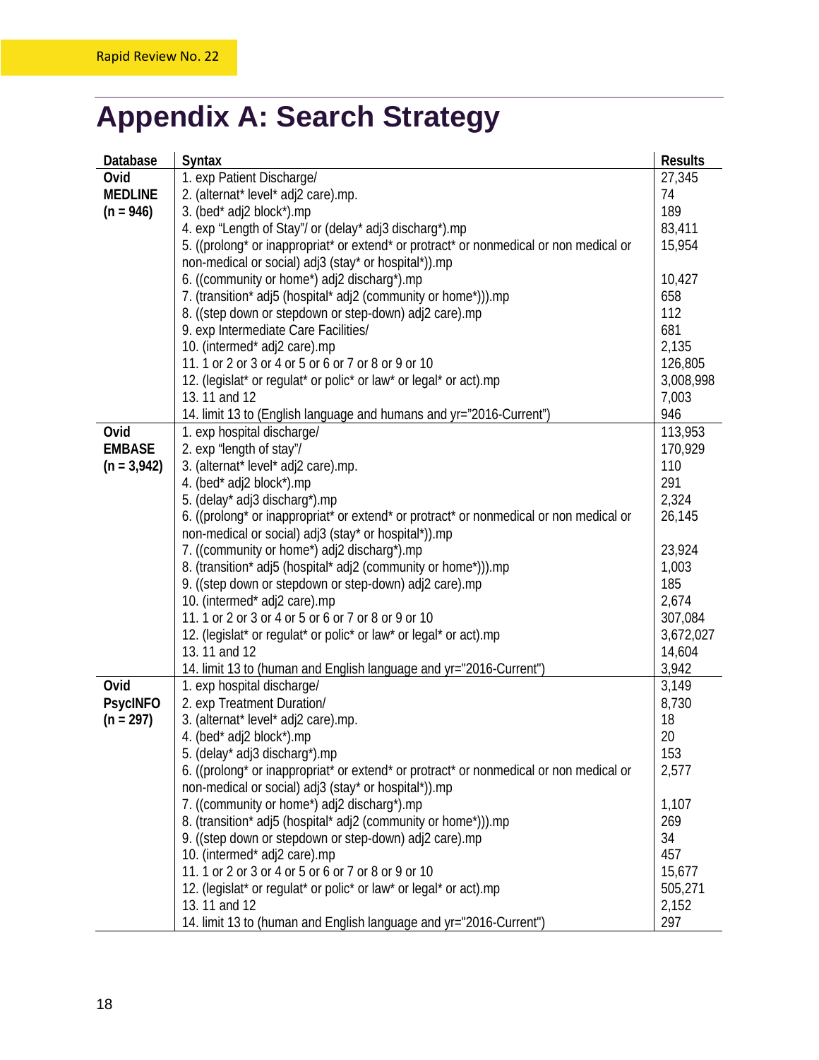# Appendix A: Search Strategy

| Database | Syntax | Results |
|---|---|---|
| **Ovid MEDLINE (n = 946)** | 1. exp Patient Discharge/ | 27,345 |
| | 2. (alternat* level* adj2 care).mp. | 74 |
| | 3. (bed* adj2 block*).mp | 189 |
| | 4. exp "Length of Stay"/ or (delay* adj3 discharg*).mp | 83,411 |
| | 5. ((prolong* or inappropriat* or extend* or protract* or nonmedical or non medical or non-medical or social) adj3 (stay* or hospital*)).mp | 15,954 |
| | 6. ((community or home*) adj2 discharg*).mp | 10,427 |
| | 7. (transition* adj5 (hospital* adj2 (community or home*))).mp | 658 |
| | 8. ((step down or stepdown or step-down) adj2 care).mp | 112 |
| | 9. exp Intermediate Care Facilities/ | 681 |
| | 10. (intermed* adj2 care).mp | 2,135 |
| | 11. 1 or 2 or 3 or 4 or 5 or 6 or 7 or 8 or 9 or 10 | 126,805 |
| | 12. (legislat* or regulat* or polic* or law* or legal* or act).mp | 3,008,998 |
| | 13. 11 and 12 | 7,003 |
| | 14. limit 13 to (English language and humans and yr="2016-Current") | 946 |
| **Ovid EMBASE (n = 3,942)** | 1. exp hospital discharge/ | 113,953 |
| | 2. exp "length of stay"/ | 170,929 |
| | 3. (alternat* level* adj2 care).mp. | 110 |
| | 4. (bed* adj2 block*).mp | 291 |
| | 5. (delay* adj3 discharg*).mp | 2,324 |
| | 6. ((prolong* or inappropriat* or extend* or protract* or nonmedical or non medical or non-medical or social) adj3 (stay* or hospital*)).mp | 26,145 |
| | 7. ((community or home*) adj2 discharg*).mp | 23,924 |
| | 8. (transition* adj5 (hospital* adj2 (community or home*))).mp | 1,003 |
| | 9. ((step down or stepdown or step-down) adj2 care).mp | 185 |
| | 10. (intermed* adj2 care).mp | 2,674 |
| | 11. 1 or 2 or 3 or 4 or 5 or 6 or 7 or 8 or 9 or 10 | 307,084 |
| | 12. (legislat* or regulat* or polic* or law* or legal* or act).mp | 3,672,027 |
| | 13. 11 and 12 | 14,604 |
| | 14. limit 13 to (human and English language and yr="2016-Current") | 3,942 |
| **Ovid PsycINFO (n = 297)** | 1. exp hospital discharge/ | 3,149 |
| | 2. exp Treatment Duration/ | 8,730 |
| | 3. (alternat* level* adj2 care).mp. | 18 |
| | 4. (bed* adj2 block*).mp | 20 |
| | 5. (delay* adj3 discharg*).mp | 153 |
| | 6. ((prolong* or inappropriat* or extend* or protract* or nonmedical or non medical or non-medical or social) adj3 (stay* or hospital*)).mp | 2,577 |
| | 7. ((community or home*) adj2 discharg*).mp | 1,107 |
| | 8. (transition* adj5 (hospital* adj2 (community or home*))).mp | 269 |
| | 9. ((step down or stepdown or step-down) adj2 care).mp | 34 |
| | 10. (intermed* adj2 care).mp | 457 |
| | 11. 1 or 2 or 3 or 4 or 5 or 6 or 7 or 8 or 9 or 10 | 15,677 |
| | 12. (legislat* or regulat* or polic* or law* or legal* or act).mp | 505,271 |
| | 13. 11 and 12 | 2,152 |
| | 14. limit 13 to (human and English language and yr="2016-Current") | 297 |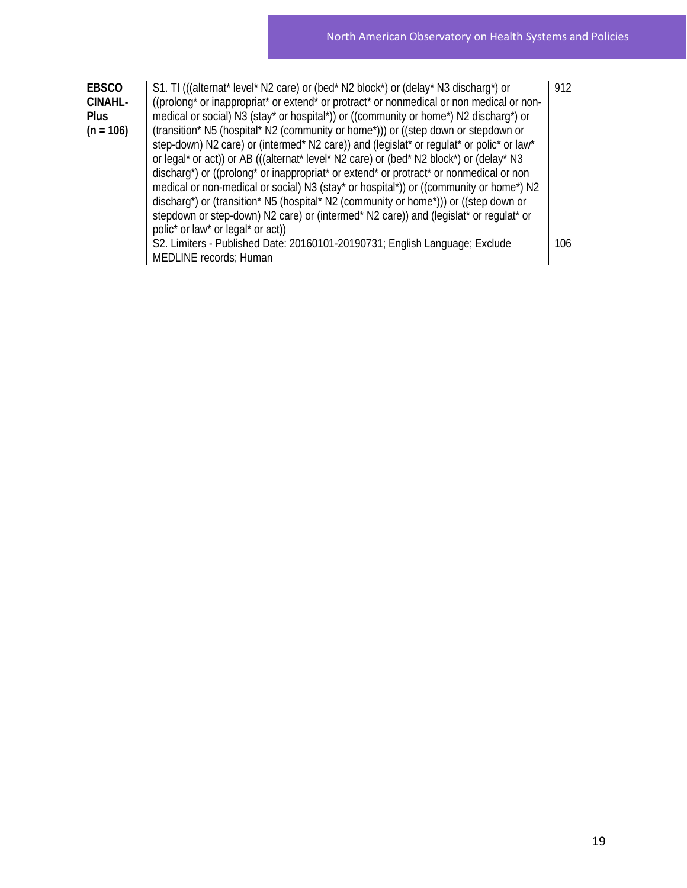| | | |
|---|---|---|
| **EBSCO CINAHL-Plus (n = 106)** | S1. TI (((alternat* level* N2 care) or (bed* N2 block*) or (delay* N3 discharg*) or ((prolong* or inappropriat* or extend* or protract* or nonmedical or non medical or non-medical or social) N3 (stay* or hospital*)) or ((community or home*) N2 discharg*) or (transition* N5 (hospital* N2 (community or home*))) or ((step down or stepdown or step-down) N2 care) or (intermed* N2 care)) and (legislat* or regulat* or polic* or law* or legal* or act)) or AB (((alternat* level* N2 care) or (bed* N2 block*) or (delay* N3 discharg*) or ((prolong* or inappropriat* or extend* or protract* or nonmedical or non medical or non-medical or social) N3 (stay* or hospital*)) or ((community or home*) N2 discharg*) or (transition* N5 (hospital* N2 (community or home*))) or ((step down or stepdown or step-down) N2 care) or (intermed* N2 care)) and (legislat* or regulat* or polic* or law* or legal* or act)) | 912 |
| | S2. Limiters - Published Date: 20160101-20190731; English Language; Exclude MEDLINE records; Human | 106 |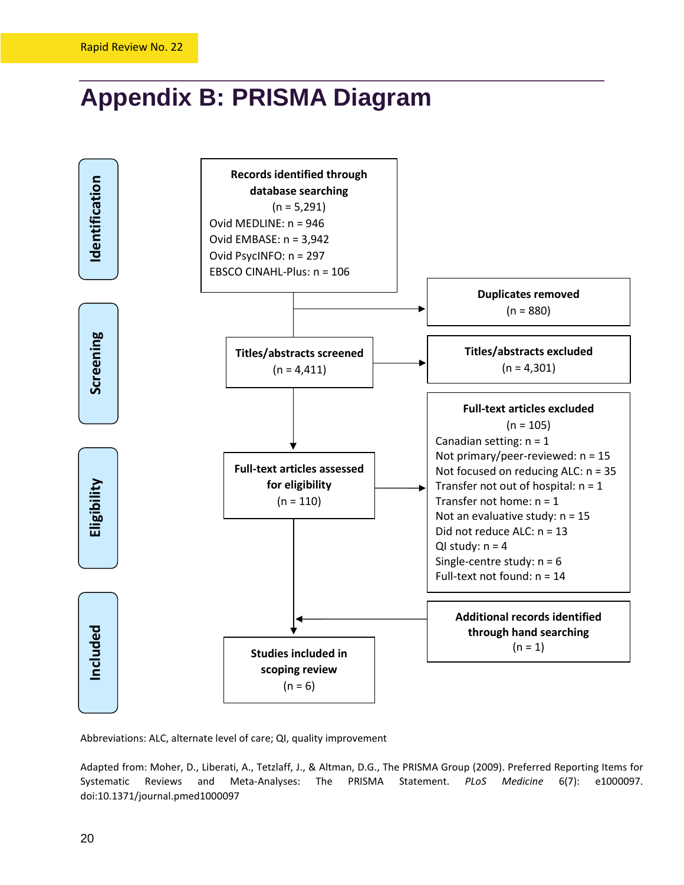# Appendix B: PRISMA Diagram

**Identification**

**Records identified through database searching**
(n = 5,291)
Ovid MEDLINE: n = 946
Ovid EMBASE: n = 3,942
Ovid PsycINFO: n = 297
EBSCO CINAHL-Plus: n = 106

**Duplicates removed**
(n = 880)

**Screening**

**Titles/abstracts screened**
(n = 4,411)

**Titles/abstracts excluded**
(n = 4,301)

**Eligibility**

**Full-text articles assessed for eligibility**
(n = 110)

**Full-text articles excluded**
(n = 105)
Canadian setting: n = 1
Not primary/peer-reviewed: n = 15
Not focused on reducing ALC: n = 35
Transfer not out of hospital: n = 1
Transfer not home: n = 1
Not an evaluative study: n = 15
Did not reduce ALC: n = 13
QI study: n = 4
Single-centre study: n = 6
Full-text not found: n = 14

**Included**

**Additional records identified through hand searching**
(n = 1)

**Studies included in scoping review**
(n = 6)

Abbreviations: ALC, alternate level of care; QI, quality improvement

Adapted from: Moher, D., Liberati, A., Tetzlaff, J., & Altman, D.G., The PRISMA Group (2009). Preferred Reporting Items for Systematic Reviews and Meta-Analyses: The PRISMA Statement. *PLoS Medicine* 6(7): e1000097. doi:10.1371/journal.pmed1000097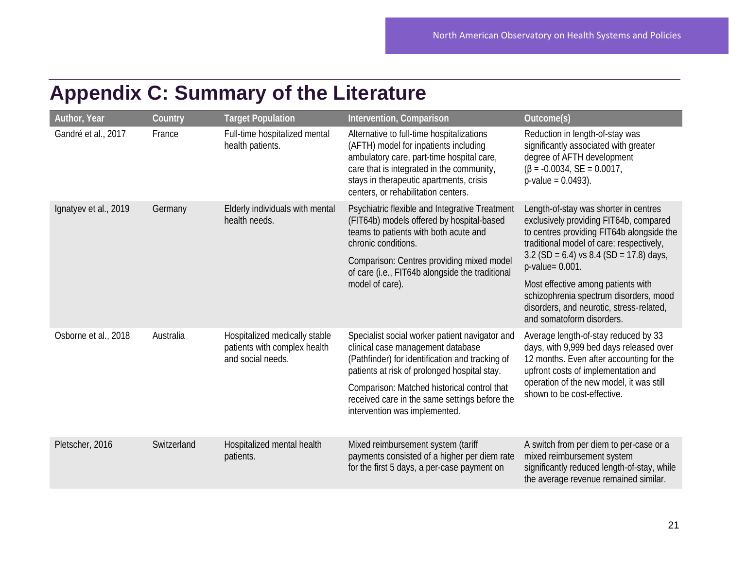# Appendix C: Summary of the Literature

| Author, Year | Country | Target Population | Intervention, Comparison | Outcome(s) |
| --- | --- | --- | --- | --- |
| Gandré et al., 2017 | France | Full-time hospitalized mental health patients. | Alternative to full-time hospitalizations (AFTH) model for inpatients including ambulatory care, part-time hospital care, care that is integrated in the community, stays in therapeutic apartments, crisis centers, or rehabilitation centers. | Reduction in length-of-stay was significantly associated with greater degree of AFTH development ($\beta$ = -0.0034, SE = 0.0017, p-value = 0.0493). |
| Ignatyev et al., 2019 | Germany | Elderly individuals with mental health needs. | Psychiatric flexible and Integrative Treatment (FIT64b) models offered by hospital-based teams to patients with both acute and chronic conditions.<br><br>Comparison: Centres providing mixed model of care (i.e., FIT64b alongside the traditional model of care). | Length-of-stay was shorter in centres exclusively providing FIT64b, compared to centres providing FIT64b alongside the traditional model of care: respectively, 3.2 (SD = 6.4) vs 8.4 (SD = 17.8) days, p-value= 0.001.<br><br>Most effective among patients with schizophrenia spectrum disorders, mood disorders, and neurotic, stress-related, and somatoform disorders. |
| Osborne et al., 2018 | Australia | Hospitalized medically stable patients with complex health and social needs. | Specialist social worker patient navigator and clinical case management database (Pathfinder) for identification and tracking of patients at risk of prolonged hospital stay.<br><br>Comparison: Matched historical control that received care in the same settings before the intervention was implemented. | Average length-of-stay reduced by 33 days, with 9,999 bed days released over 12 months. Even after accounting for the upfront costs of implementation and operation of the new model, it was still shown to be cost-effective. |
| Pletscher, 2016 | Switzerland | Hospitalized mental health patients. | Mixed reimbursement system (tariff payments consisted of a higher per diem rate for the first 5 days, a per-case payment on | A switch from per diem to per-case or a mixed reimbursement system significantly reduced length-of-stay, while the average revenue remained similar. |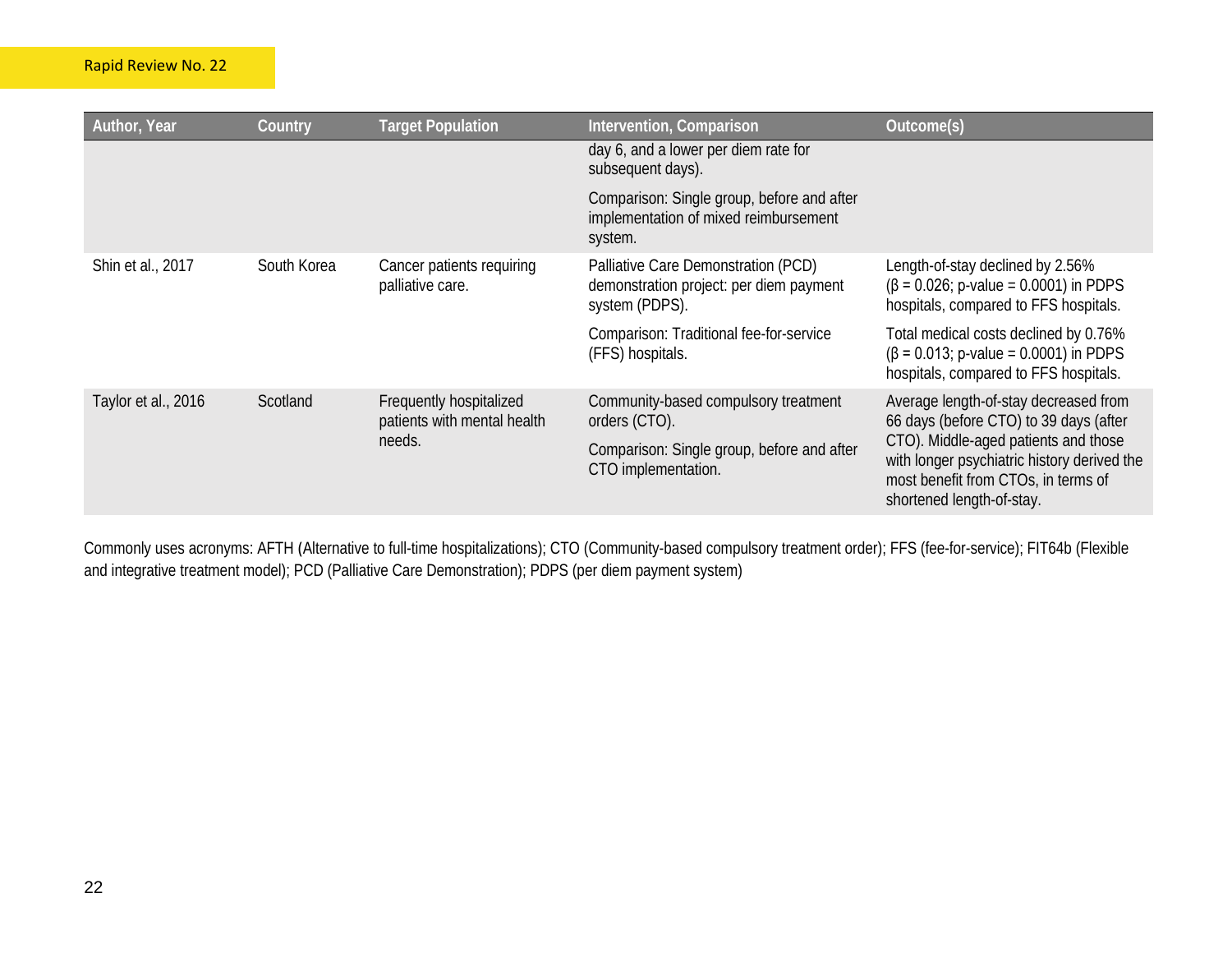| Author, Year | Country | Target Population | Intervention, Comparison | Outcome(s) |
|---|---|---|---|---|
| | | | day 6, and a lower per diem rate for subsequent days).<br><br>Comparison: Single group, before and after implementation of mixed reimbursement system. | |
| Shin et al., 2017 | South Korea | Cancer patients requiring palliative care. | Palliative Care Demonstration (PCD) demonstration project: per diem payment system (PDPS).<br><br>Comparison: Traditional fee-for-service (FFS) hospitals. | Length-of-stay declined by 2.56% (β = 0.026; p-value = 0.0001) in PDPS hospitals, compared to FFS hospitals.<br><br>Total medical costs declined by 0.76% (β = 0.013; p-value = 0.0001) in PDPS hospitals, compared to FFS hospitals. |
| Taylor et al., 2016 | Scotland | Frequently hospitalized patients with mental health needs. | Community-based compulsory treatment orders (CTO).<br><br>Comparison: Single group, before and after CTO implementation. | Average length-of-stay decreased from 66 days (before CTO) to 39 days (after CTO). Middle-aged patients and those with longer psychiatric history derived the most benefit from CTOs, in terms of shortened length-of-stay. |

Commonly uses acronyms: AFTH (Alternative to full-time hospitalizations); CTO (Community-based compulsory treatment order); FFS (fee-for-service); FIT64b (Flexible and integrative treatment model); PCD (Palliative Care Demonstration); PDPS (per diem payment system)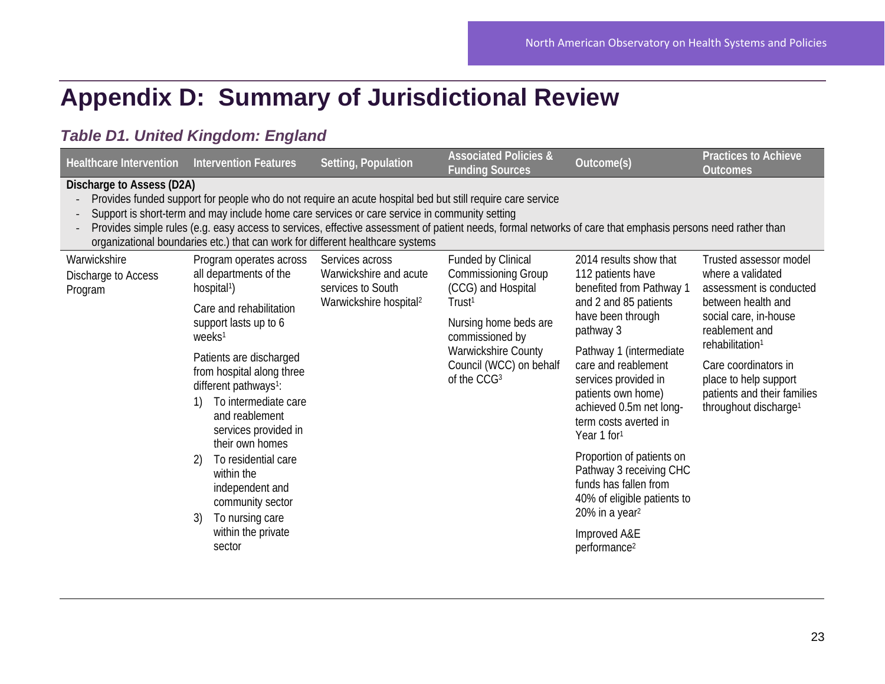# Appendix D: Summary of Jurisdictional Review

### *Table D1. United Kingdom: England*

| Healthcare Intervention | Intervention Features | Setting, Population | Associated Policies & Funding Sources | Outcome(s) | Practices to Achieve Outcomes |
|---|---|---|---|---|---|
| **Discharge to Assess (D2A)**<br>- Provides funded support for people who do not require an acute hospital bed but still require care service<br>- Support is short-term and may include home care services or care service in community setting<br>- Provides simple rules (e.g. easy access to services, effective assessment of patient needs, formal networks of care that emphasis persons need rather than organizational boundaries etc.) that can work for different healthcare systems | | | | | |
| Warwickshire Discharge to Access Program | Program operates across all departments of the hospital[1])<br><br>Care and rehabilitation support lasts up to 6 weeks[1]<br><br>Patients are discharged from hospital along three different pathways[1]:<br>1) To intermediate care and reablement services provided in their own homes<br>2) To residential care within the independent and community sector<br>3) To nursing care within the private sector | Services across Warwickshire and acute services to South Warwickshire hospital[2] | Funded by Clinical Commissioning Group (CCG) and Hospital Trust[1]<br><br>Nursing home beds are commissioned by Warwickshire County Council (WCC) on behalf of the CCG[3] | 2014 results show that 112 patients have benefited from Pathway 1 and 2 and 85 patients have been through pathway 3<br><br>Pathway 1 (intermediate care and reablement services provided in patients own home) achieved 0.5m net long-term costs averted in Year 1 for[1]<br><br>Proportion of patients on Pathway 3 receiving CHC funds has fallen from 40% of eligible patients to 20% in a year[2]<br><br>Improved A&E performance[2] | Trusted assessor model where a validated assessment is conducted between health and social care, in-house reablement and rehabilitation[1]<br><br>Care coordinators in place to help support patients and their families throughout discharge[1] |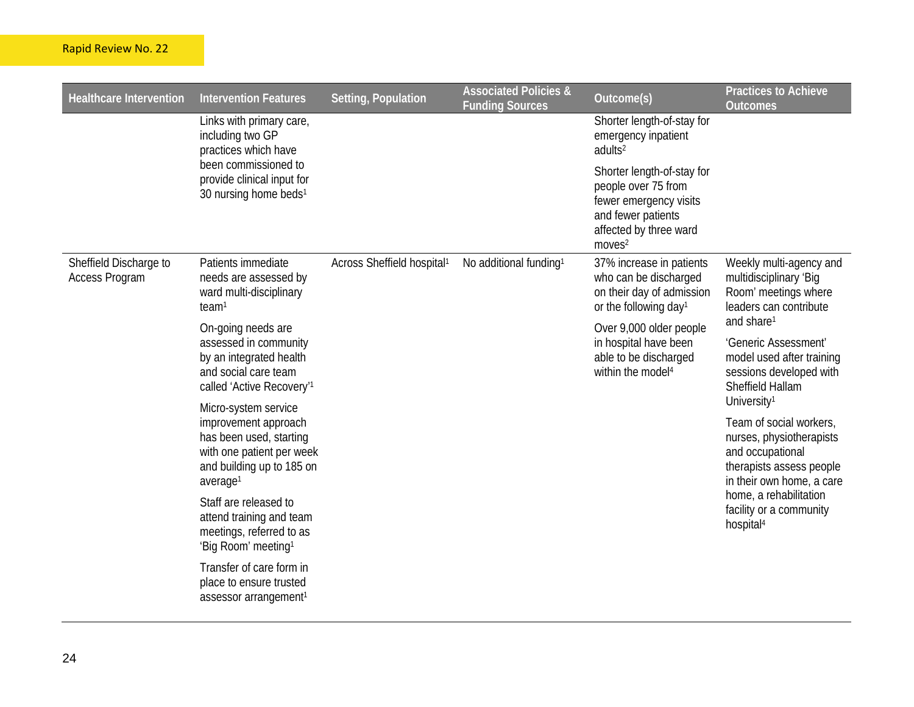| Healthcare Intervention | Intervention Features | Setting, Population | Associated Policies & Funding Sources | Outcome(s) | Practices to Achieve Outcomes |
|---|---|---|---|---|---|
| | Links with primary care, including two GP practices which have been commissioned to provide clinical input for 30 nursing home beds[1] | | | Shorter length-of-stay for emergency inpatient adults[2]<br><br>Shorter length-of-stay for people over 75 from fewer emergency visits and fewer patients affected by three ward moves[2] | |
| Sheffield Discharge to Access Program | Patients immediate needs are assessed by ward multi-disciplinary team[1]<br><br>On-going needs are assessed in community by an integrated health and social care team called 'Active Recovery'[1]<br><br>Micro-system service improvement approach has been used, starting with one patient per week and building up to 185 on average[1]<br><br>Staff are released to attend training and team meetings, referred to as 'Big Room' meeting[1]<br><br>Transfer of care form in place to ensure trusted assessor arrangement[1] | Across Sheffield hospital[1] | No additional funding[1] | 37% increase in patients who can be discharged on their day of admission or the following day[1]<br><br>Over 9,000 older people in hospital have been able to be discharged within the model[4] | Weekly multi-agency and multidisciplinary 'Big Room' meetings where leaders can contribute and share[1]<br><br>'Generic Assessment' model used after training sessions developed with Sheffield Hallam University[1]<br><br>Team of social workers, nurses, physiotherapists and occupational therapists assess people in their own home, a care home, a rehabilitation facility or a community hospital[4] |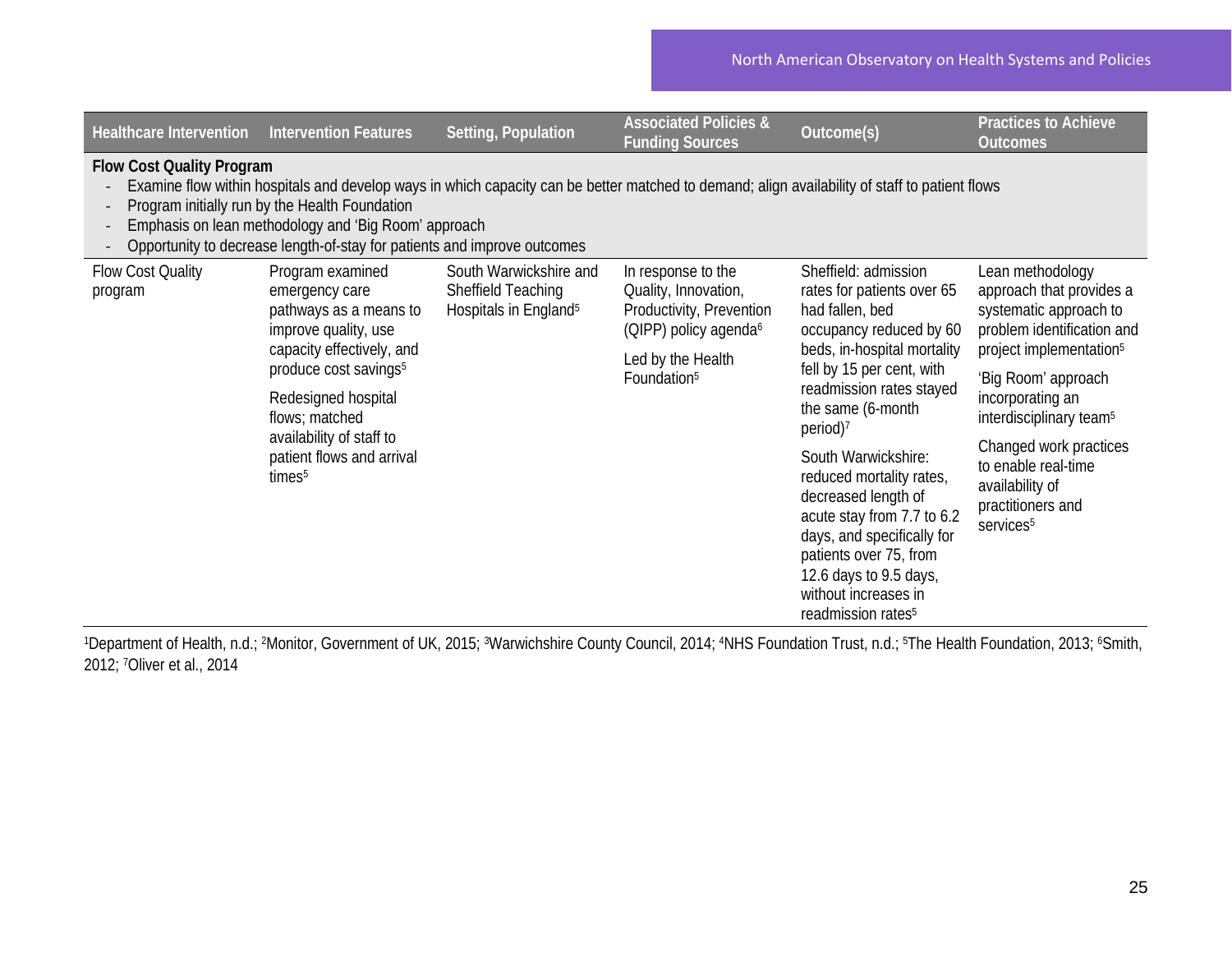| Healthcare Intervention | Intervention Features | Setting, Population | Associated Policies & Funding Sources | Outcome(s) | Practices to Achieve Outcomes |
|---|---|---|---|---|---|
| **Flow Cost Quality Program** - Examine flow within hospitals and develop ways in which capacity can be better matched to demand; align availability of staff to patient flows - Program initially run by the Health Foundation - Emphasis on lean methodology and 'Big Room' approach - Opportunity to decrease length-of-stay for patients and improve outcomes | | | | | |
| Flow Cost Quality program | Program examined emergency care pathways as a means to improve quality, use capacity effectively, and produce cost savings[5] Redesigned hospital flows; matched availability of staff to patient flows and arrival times[5] | South Warwickshire and Sheffield Teaching Hospitals in England[5] | In response to the Quality, Innovation, Productivity, Prevention (QIPP) policy agenda[6] Led by the Health Foundation[5] | Sheffield: admission rates for patients over 65 had fallen, bed occupancy reduced by 60 beds, in-hospital mortality fell by 15 per cent, with readmission rates stayed the same (6-month period)[7] South Warwickshire: reduced mortality rates, decreased length of acute stay from 7.7 to 6.2 days, and specifically for patients over 75, from 12.6 days to 9.5 days, without increases in readmission rates[5] | Lean methodology approach that provides a systematic approach to problem identification and project implementation[5] 'Big Room' approach incorporating an interdisciplinary team[5] Changed work practices to enable real-time availability of practitioners and services[5] |

[1]Department of Health, n.d.; [2]Monitor, Government of UK, 2015; [3]Warwichshire County Council, 2014; [4]NHS Foundation Trust, n.d.; [5]The Health Foundation, 2013; [6]Smith, 2012; [7]Oliver et al., 2014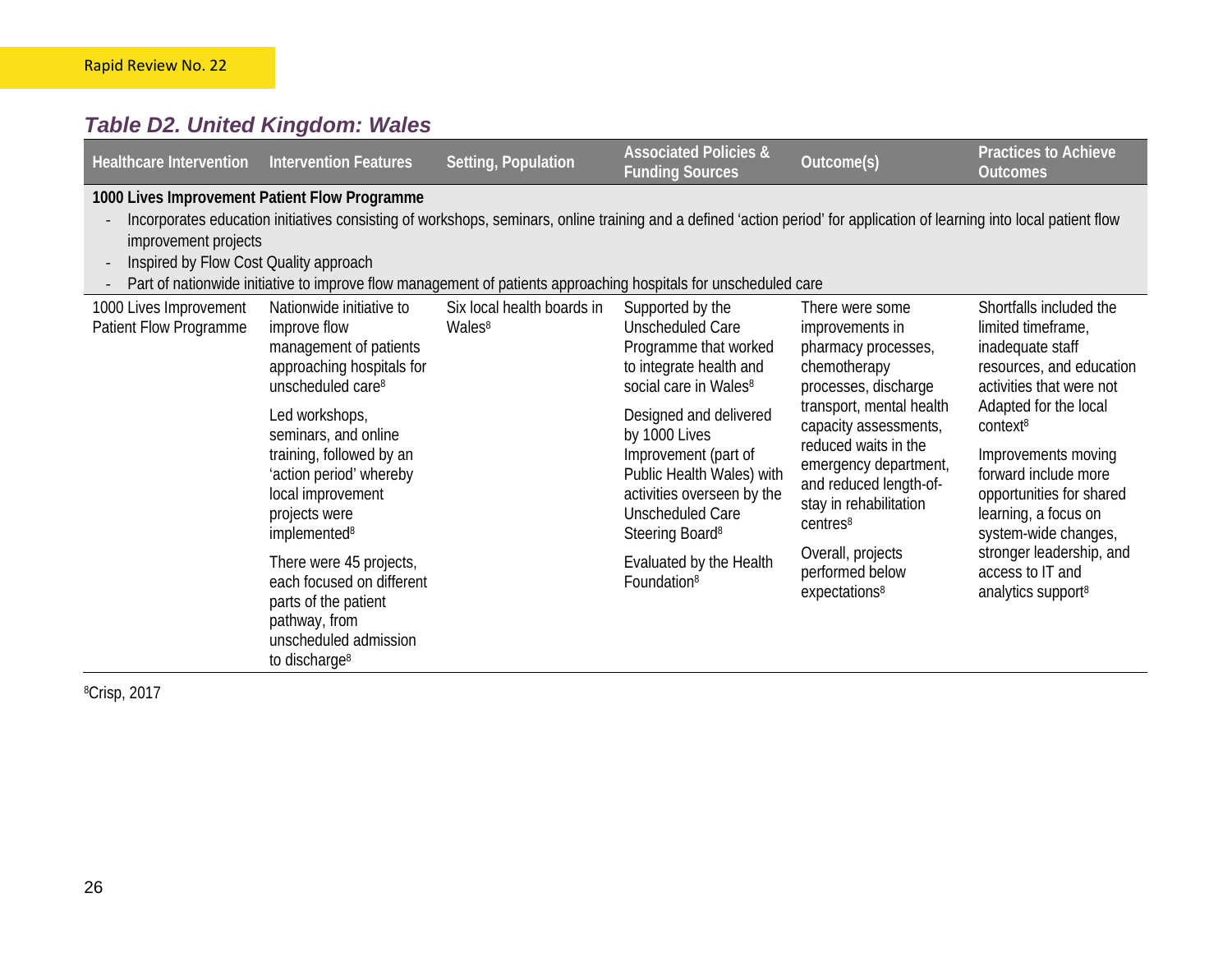### *Table D2. United Kingdom: Wales*

| Healthcare Intervention | Intervention Features | Setting, Population | Associated Policies & Funding Sources | Outcome(s) | Practices to Achieve Outcomes |
|---|---|---|---|---|---|
| **1000 Lives Improvement Patient Flow Programme**<br>- Incorporates education initiatives consisting of workshops, seminars, online training and a defined 'action period' for application of learning into local patient flow improvement projects<br>- Inspired by Flow Cost Quality approach<br>- Part of nationwide initiative to improve flow management of patients approaching hospitals for unscheduled care | | | | | |
| 1000 Lives Improvement Patient Flow Programme | Nationwide initiative to improve flow management of patients approaching hospitals for unscheduled care[8]<br><br>Led workshops, seminars, and online training, followed by an 'action period' whereby local improvement projects were implemented[8]<br><br>There were 45 projects, each focused on different parts of the patient pathway, from unscheduled admission to discharge[8] | Six local health boards in Wales[8] | Supported by the Unscheduled Care Programme that worked to integrate health and social care in Wales[8]<br><br>Designed and delivered by 1000 Lives Improvement (part of Public Health Wales) with activities overseen by the Unscheduled Care Steering Board[8]<br><br>Evaluated by the Health Foundation[8] | There were some improvements in pharmacy processes, chemotherapy processes, discharge transport, mental health capacity assessments, reduced waits in the emergency department, and reduced length-of-stay in rehabilitation centres[8]<br><br>Overall, projects performed below expectations[8] | Shortfalls included the limited timeframe, inadequate staff resources, and education activities that were not Adapted for the local context[8]<br><br>Improvements moving forward include more opportunities for shared learning, a focus on system-wide changes, stronger leadership, and access to IT and analytics support[8] |

[8]Crisp, 2017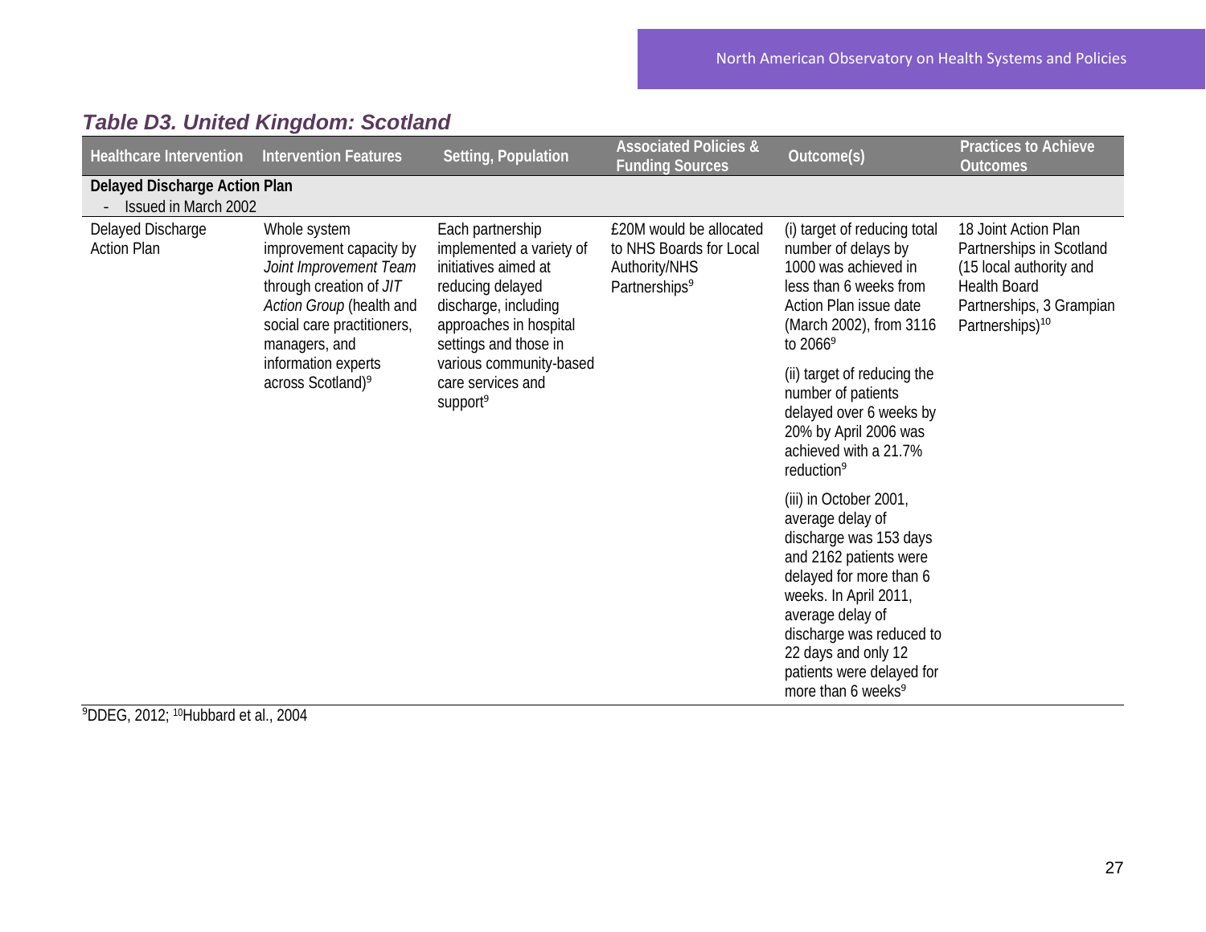### *Table D3. United Kingdom: Scotland*

| Healthcare Intervention | Intervention Features | Setting, Population | Associated Policies & Funding Sources | Outcome(s) | Practices to Achieve Outcomes |
|---|---|---|---|---|---|
| **Delayed Discharge Action Plan** <br> - Issued in March 2002 | | | | | |
| Delayed Discharge Action Plan | Whole system improvement capacity by *Joint Improvement Team* through creation of *JIT Action Group* (health and social care practitioners, managers, and information experts across Scotland)[9] | Each partnership implemented a variety of initiatives aimed at reducing delayed discharge, including approaches in hospital settings and those in various community-based care services and support[9] | £20M would be allocated to NHS Boards for Local Authority/NHS Partnerships[9] | (i) target of reducing total number of delays by 1000 was achieved in less than 6 weeks from Action Plan issue date (March 2002), from 3116 to 2066[9] <br><br> (ii) target of reducing the number of patients delayed over 6 weeks by 20% by April 2006 was achieved with a 21.7% reduction[9] <br><br> (iii) in October 2001, average delay of discharge was 153 days and 2162 patients were delayed for more than 6 weeks. In April 2011, average delay of discharge was reduced to 22 days and only 12 patients were delayed for more than 6 weeks[9] | 18 Joint Action Plan Partnerships in Scotland (15 local authority and Health Board Partnerships, 3 Grampian Partnerships)[10] |

[9]DDEG, 2012; [10]Hubbard et al., 2004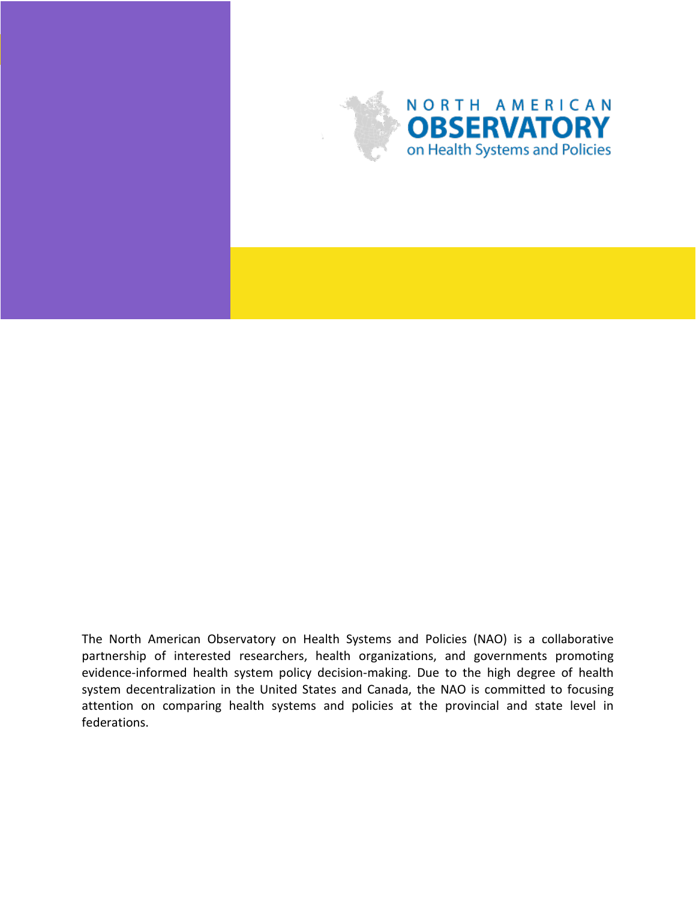NORTH AMERICAN
OBSERVATORY
on Health Systems and Policies

The North American Observatory on Health Systems and Policies (NAO) is a collaborative partnership of interested researchers, health organizations, and governments promoting evidence-informed health system policy decision-making. Due to the high degree of health system decentralization in the United States and Canada, the NAO is committed to focusing attention on comparing health systems and policies at the provincial and state level in federations.